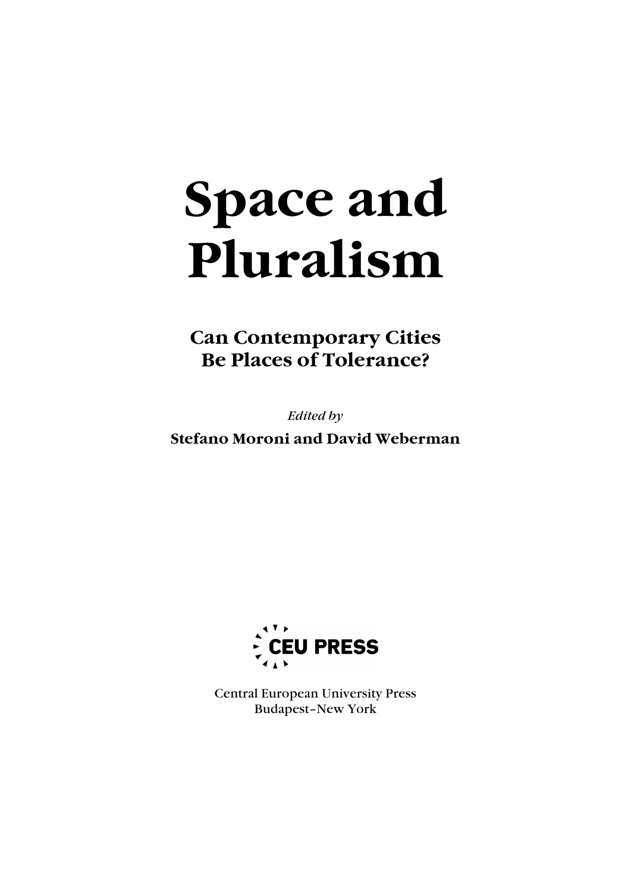# Space and Pluralism

## Can Contemporary Cities Be Places of Tolerance?

*Edited by*

**Stefano Moroni and David Weberman**

CEU PRESS

Central European University Press
Budapest–New York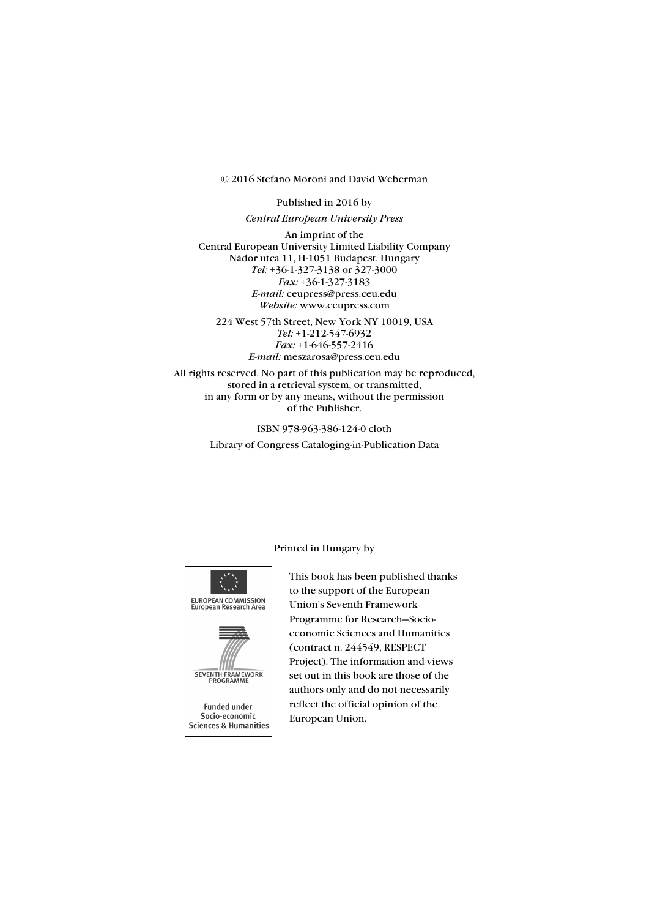© 2016 Stefano Moroni and David Weberman

Published in 2016 by

*Central European University Press*

An imprint of the
Central European University Limited Liability Company
Nádor utca 11, H-1051 Budapest, Hungary
*Tel:* +36-1-327-3138 or 327-3000
*Fax:* +36-1-327-3183
*E-mail:* ceupress@press.ceu.edu
*Website:* www.ceupress.com

224 West 57th Street, New York NY 10019, USA
*Tel:* +1-212-547-6932
*Fax:* +1-646-557-2416
*E-mail:* meszarosa@press.ceu.edu

All rights reserved. No part of this publication may be reproduced, stored in a retrieval system, or transmitted, in any form or by any means, without the permission of the Publisher.

ISBN 978-963-386-124-0 cloth

Library of Congress Cataloging-in-Publication Data

Printed in Hungary by

EUROPEAN COMMISSION
European Research Area

SEVENTH FRAMEWORK PROGRAMME

Funded under Socio-economic Sciences & Humanities

This book has been published thanks to the support of the European Union's Seventh Framework Programme for Research—Socio-economic Sciences and Humanities (contract n. 244549, RESPECT Project). The information and views set out in this book are those of the authors only and do not necessarily reflect the official opinion of the European Union.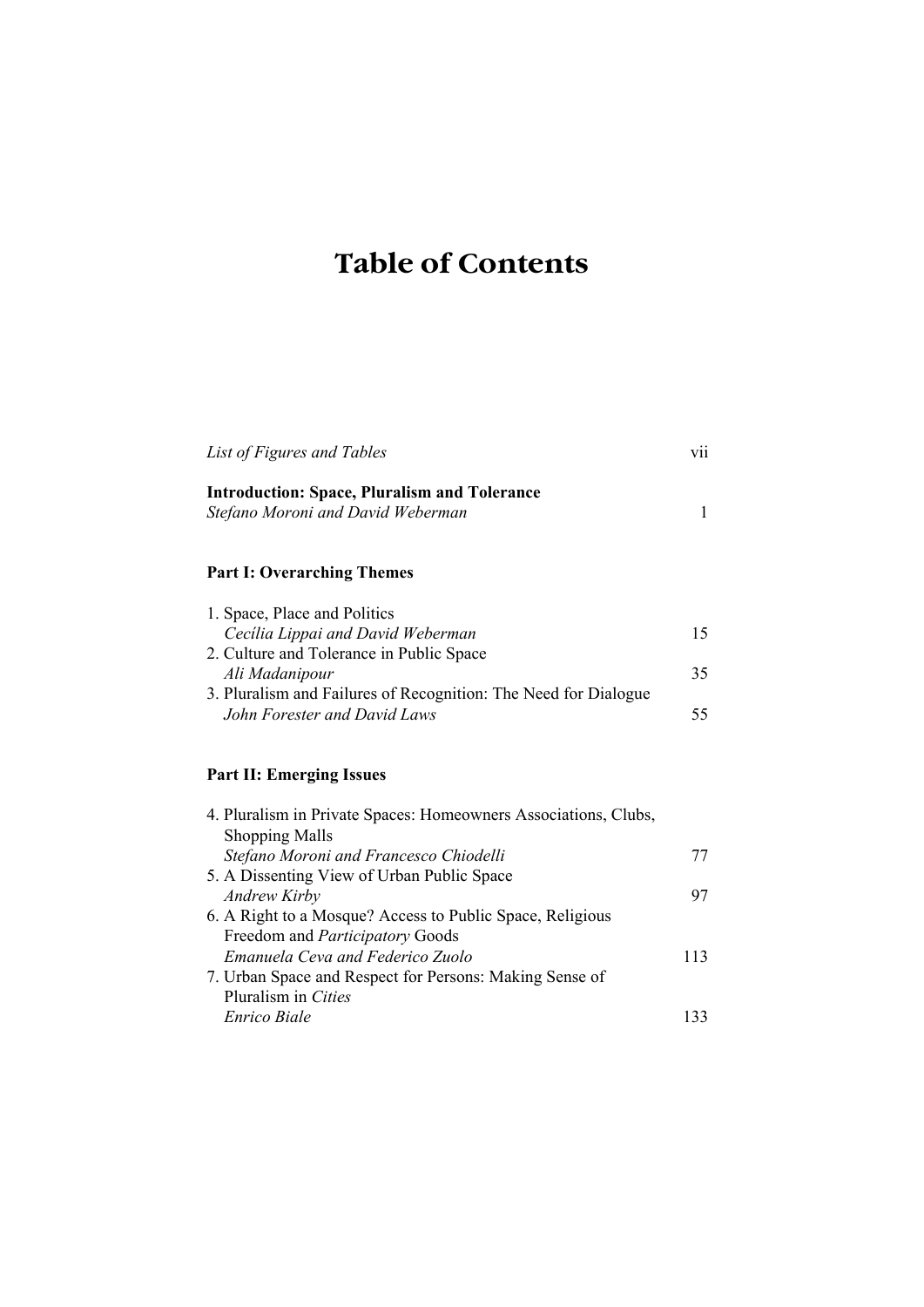# Table of Contents

*List of Figures and Tables* vii

**Introduction: Space, Pluralism and Tolerance**
*Stefano Moroni and David Weberman* 1

## Part I: Overarching Themes

1. Space, Place and Politics
   *Cecília Lippai and David Weberman* 15
2. Culture and Tolerance in Public Space
   *Ali Madanipour* 35
3. Pluralism and Failures of Recognition: The Need for Dialogue
   *John Forester and David Laws* 55

## Part II: Emerging Issues

4. Pluralism in Private Spaces: Homeowners Associations, Clubs, Shopping Malls
   *Stefano Moroni and Francesco Chiodelli* 77
5. A Dissenting View of Urban Public Space
   *Andrew Kirby* 97
6. A Right to a Mosque? Access to Public Space, Religious Freedom and *Participatory* Goods
   *Emanuela Ceva and Federico Zuolo* 113
7. Urban Space and Respect for Persons: Making Sense of Pluralism in *Cities*
   *Enrico Biale* 133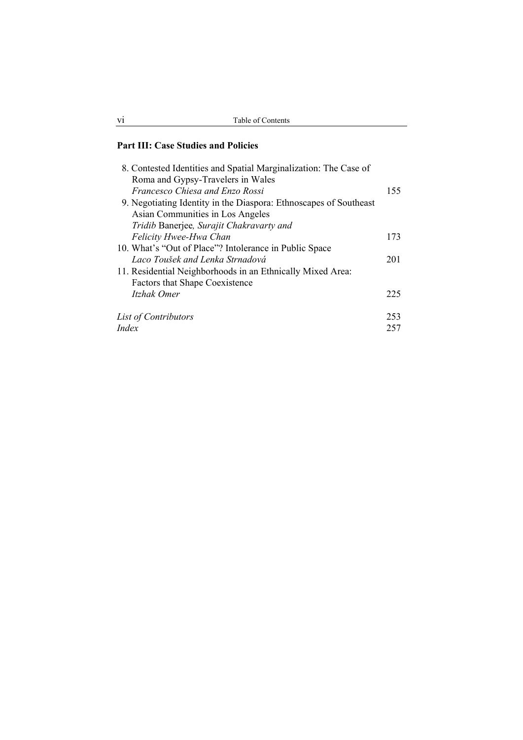## Part III: Case Studies and Policies

8. Contested Identities and Spatial Marginalization: The Case of Roma and Gypsy-Travelers in Wales
   *Francesco Chiesa and Enzo Rossi* ... 155
9. Negotiating Identity in the Diaspora: Ethnoscapes of Southeast Asian Communities in Los Angeles
   *Tridib* Banerjee*, Surajit Chakravarty and Felicity Hwee-Hwa Chan* ... 173
10. What's "Out of Place"? Intolerance in Public Space
    *Laco Toušek and Lenka Strnadová* ... 201
11. Residential Neighborhoods in an Ethnically Mixed Area: Factors that Shape Coexistence
    *Itzhak Omer* ... 225

*List of Contributors* ... 253
*Index* ... 257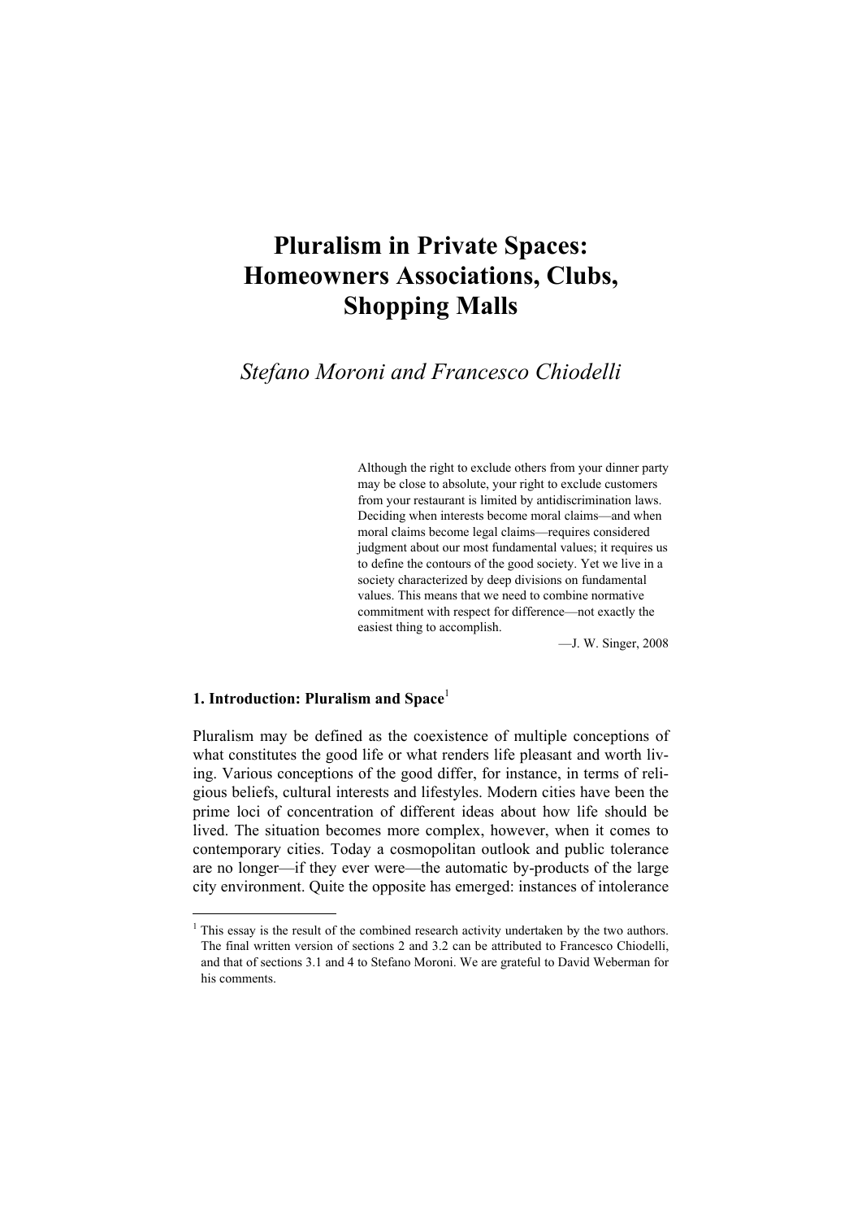# Pluralism in Private Spaces: Homeowners Associations, Clubs, Shopping Malls

*Stefano Moroni and Francesco Chiodelli*

> Although the right to exclude others from your dinner party may be close to absolute, your right to exclude customers from your restaurant is limited by antidiscrimination laws. Deciding when interests become moral claims—and when moral claims become legal claims—requires considered judgment about our most fundamental values; it requires us to define the contours of the good society. Yet we live in a society characterized by deep divisions on fundamental values. This means that we need to combine normative commitment with respect for difference—not exactly the easiest thing to accomplish.
>
> —J. W. Singer, 2008

## 1. Introduction: Pluralism and Space[1]

Pluralism may be defined as the coexistence of multiple conceptions of what constitutes the good life or what renders life pleasant and worth living. Various conceptions of the good differ, for instance, in terms of religious beliefs, cultural interests and lifestyles. Modern cities have been the prime loci of concentration of different ideas about how life should be lived. The situation becomes more complex, however, when it comes to contemporary cities. Today a cosmopolitan outlook and public tolerance are no longer—if they ever were—the automatic by-products of the large city environment. Quite the opposite has emerged: instances of intolerance

---

[1] This essay is the result of the combined research activity undertaken by the two authors. The final written version of sections 2 and 3.2 can be attributed to Francesco Chiodelli, and that of sections 3.1 and 4 to Stefano Moroni. We are grateful to David Weberman for his comments.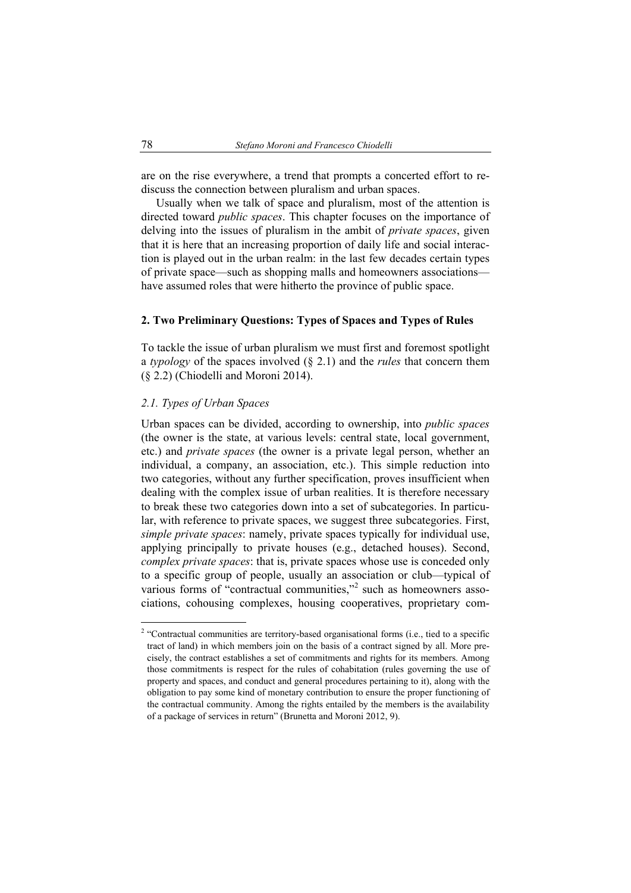are on the rise everywhere, a trend that prompts a concerted effort to re-discuss the connection between pluralism and urban spaces.

Usually when we talk of space and pluralism, most of the attention is directed toward *public spaces*. This chapter focuses on the importance of delving into the issues of pluralism in the ambit of *private spaces*, given that it is here that an increasing proportion of daily life and social interaction is played out in the urban realm: in the last few decades certain types of private space—such as shopping malls and homeowners associations—have assumed roles that were hitherto the province of public space.

## 2. Two Preliminary Questions: Types of Spaces and Types of Rules

To tackle the issue of urban pluralism we must first and foremost spotlight a *typology* of the spaces involved (§ 2.1) and the *rules* that concern them (§ 2.2) (Chiodelli and Moroni 2014).

### *2.1. Types of Urban Spaces*

Urban spaces can be divided, according to ownership, into *public spaces* (the owner is the state, at various levels: central state, local government, etc.) and *private spaces* (the owner is a private legal person, whether an individual, a company, an association, etc.). This simple reduction into two categories, without any further specification, proves insufficient when dealing with the complex issue of urban realities. It is therefore necessary to break these two categories down into a set of subcategories. In particular, with reference to private spaces, we suggest three subcategories. First, *simple private spaces*: namely, private spaces typically for individual use, applying principally to private houses (e.g., detached houses). Second, *complex private spaces*: that is, private spaces whose use is conceded only to a specific group of people, usually an association or club—typical of various forms of "contractual communities,"[2] such as homeowners associations, cohousing complexes, housing cooperatives, proprietary com-

[2] "Contractual communities are territory-based organisational forms (i.e., tied to a specific tract of land) in which members join on the basis of a contract signed by all. More precisely, the contract establishes a set of commitments and rights for its members. Among those commitments is respect for the rules of cohabitation (rules governing the use of property and spaces, and conduct and general procedures pertaining to it), along with the obligation to pay some kind of monetary contribution to ensure the proper functioning of the contractual community. Among the rights entailed by the members is the availability of a package of services in return" (Brunetta and Moroni 2012, 9).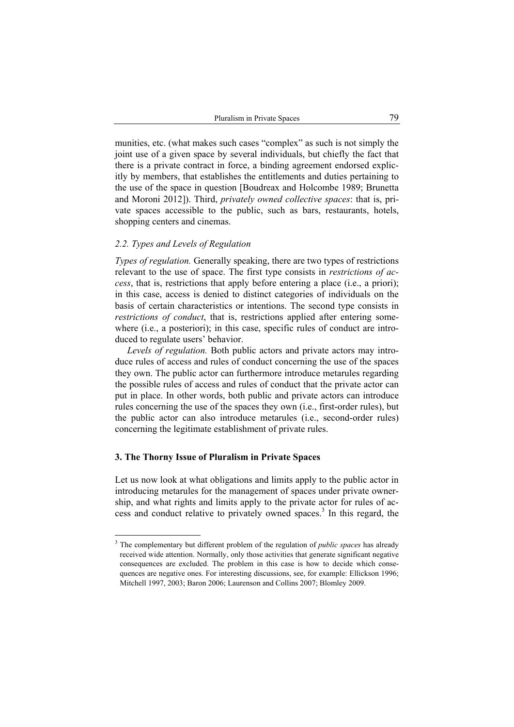munities, etc. (what makes such cases "complex" as such is not simply the joint use of a given space by several individuals, but chiefly the fact that there is a private contract in force, a binding agreement endorsed explicitly by members, that establishes the entitlements and duties pertaining to the use of the space in question [Boudreax and Holcombe 1989; Brunetta and Moroni 2012]). Third, *privately owned collective spaces*: that is, private spaces accessible to the public, such as bars, restaurants, hotels, shopping centers and cinemas.

### *2.2. Types and Levels of Regulation*

*Types of regulation.* Generally speaking, there are two types of restrictions relevant to the use of space. The first type consists in *restrictions of access*, that is, restrictions that apply before entering a place (i.e., a priori); in this case, access is denied to distinct categories of individuals on the basis of certain characteristics or intentions. The second type consists in *restrictions of conduct*, that is, restrictions applied after entering somewhere (i.e., a posteriori); in this case, specific rules of conduct are introduced to regulate users' behavior.

*Levels of regulation.* Both public actors and private actors may introduce rules of access and rules of conduct concerning the use of the spaces they own. The public actor can furthermore introduce metarules regarding the possible rules of access and rules of conduct that the private actor can put in place. In other words, both public and private actors can introduce rules concerning the use of the spaces they own (i.e., first-order rules), but the public actor can also introduce metarules (i.e., second-order rules) concerning the legitimate establishment of private rules.

## 3. The Thorny Issue of Pluralism in Private Spaces

Let us now look at what obligations and limits apply to the public actor in introducing metarules for the management of spaces under private ownership, and what rights and limits apply to the private actor for rules of access and conduct relative to privately owned spaces.[3] In this regard, the

[3] The complementary but different problem of the regulation of *public spaces* has already received wide attention. Normally, only those activities that generate significant negative consequences are excluded. The problem in this case is how to decide which consequences are negative ones. For interesting discussions, see, for example: Ellickson 1996; Mitchell 1997, 2003; Baron 2006; Laurenson and Collins 2007; Blomley 2009.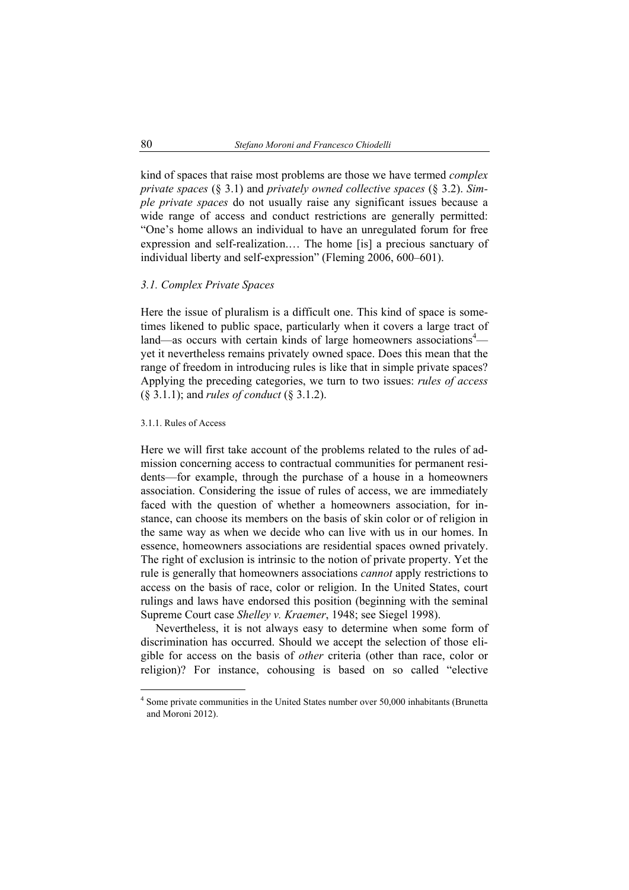kind of spaces that raise most problems are those we have termed *complex private spaces* (§ 3.1) and *privately owned collective spaces* (§ 3.2). *Simple private spaces* do not usually raise any significant issues because a wide range of access and conduct restrictions are generally permitted: "One's home allows an individual to have an unregulated forum for free expression and self-realization.… The home [is] a precious sanctuary of individual liberty and self-expression" (Fleming 2006, 600–601).

### *3.1. Complex Private Spaces*

Here the issue of pluralism is a difficult one. This kind of space is sometimes likened to public space, particularly when it covers a large tract of land—as occurs with certain kinds of large homeowners associations[4]—yet it nevertheless remains privately owned space. Does this mean that the range of freedom in introducing rules is like that in simple private spaces? Applying the preceding categories, we turn to two issues: *rules of access* (§ 3.1.1); and *rules of conduct* (§ 3.1.2).

#### 3.1.1. Rules of Access

Here we will first take account of the problems related to the rules of admission concerning access to contractual communities for permanent residents—for example, through the purchase of a house in a homeowners association. Considering the issue of rules of access, we are immediately faced with the question of whether a homeowners association, for instance, can choose its members on the basis of skin color or of religion in the same way as when we decide who can live with us in our homes. In essence, homeowners associations are residential spaces owned privately. The right of exclusion is intrinsic to the notion of private property. Yet the rule is generally that homeowners associations *cannot* apply restrictions to access on the basis of race, color or religion. In the United States, court rulings and laws have endorsed this position (beginning with the seminal Supreme Court case *Shelley v. Kraemer*, 1948; see Siegel 1998).

Nevertheless, it is not always easy to determine when some form of discrimination has occurred. Should we accept the selection of those eligible for access on the basis of *other* criteria (other than race, color or religion)? For instance, cohousing is based on so called "elective

[4] Some private communities in the United States number over 50,000 inhabitants (Brunetta and Moroni 2012).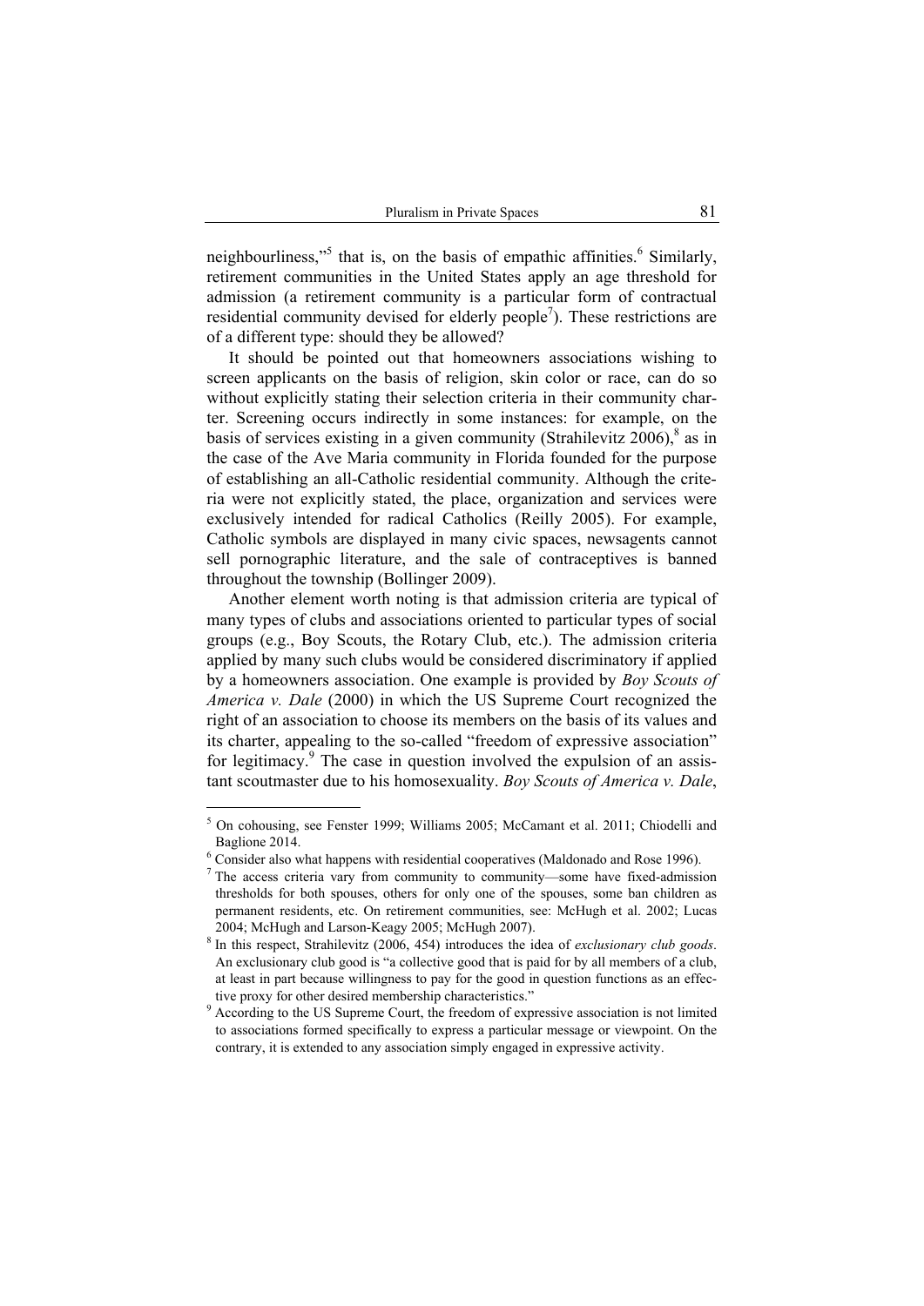neighbourliness,"[5] that is, on the basis of empathic affinities.[6] Similarly, retirement communities in the United States apply an age threshold for admission (a retirement community is a particular form of contractual residential community devised for elderly people[7]). These restrictions are of a different type: should they be allowed?

It should be pointed out that homeowners associations wishing to screen applicants on the basis of religion, skin color or race, can do so without explicitly stating their selection criteria in their community charter. Screening occurs indirectly in some instances: for example, on the basis of services existing in a given community (Strahilevitz 2006),[8] as in the case of the Ave Maria community in Florida founded for the purpose of establishing an all-Catholic residential community. Although the criteria were not explicitly stated, the place, organization and services were exclusively intended for radical Catholics (Reilly 2005). For example, Catholic symbols are displayed in many civic spaces, newsagents cannot sell pornographic literature, and the sale of contraceptives is banned throughout the township (Bollinger 2009).

Another element worth noting is that admission criteria are typical of many types of clubs and associations oriented to particular types of social groups (e.g., Boy Scouts, the Rotary Club, etc.). The admission criteria applied by many such clubs would be considered discriminatory if applied by a homeowners association. One example is provided by *Boy Scouts of America v. Dale* (2000) in which the US Supreme Court recognized the right of an association to choose its members on the basis of its values and its charter, appealing to the so-called "freedom of expressive association" for legitimacy.[9] The case in question involved the expulsion of an assistant scoutmaster due to his homosexuality. *Boy Scouts of America v. Dale*,

---

[5] On cohousing, see Fenster 1999; Williams 2005; McCamant et al. 2011; Chiodelli and Baglione 2014.

[6] Consider also what happens with residential cooperatives (Maldonado and Rose 1996).

[7] The access criteria vary from community to community—some have fixed-admission thresholds for both spouses, others for only one of the spouses, some ban children as permanent residents, etc. On retirement communities, see: McHugh et al. 2002; Lucas 2004; McHugh and Larson-Keagy 2005; McHugh 2007).

[8] In this respect, Strahilevitz (2006, 454) introduces the idea of *exclusionary club goods*. An exclusionary club good is "a collective good that is paid for by all members of a club, at least in part because willingness to pay for the good in question functions as an effective proxy for other desired membership characteristics."

[9] According to the US Supreme Court, the freedom of expressive association is not limited to associations formed specifically to express a particular message or viewpoint. On the contrary, it is extended to any association simply engaged in expressive activity.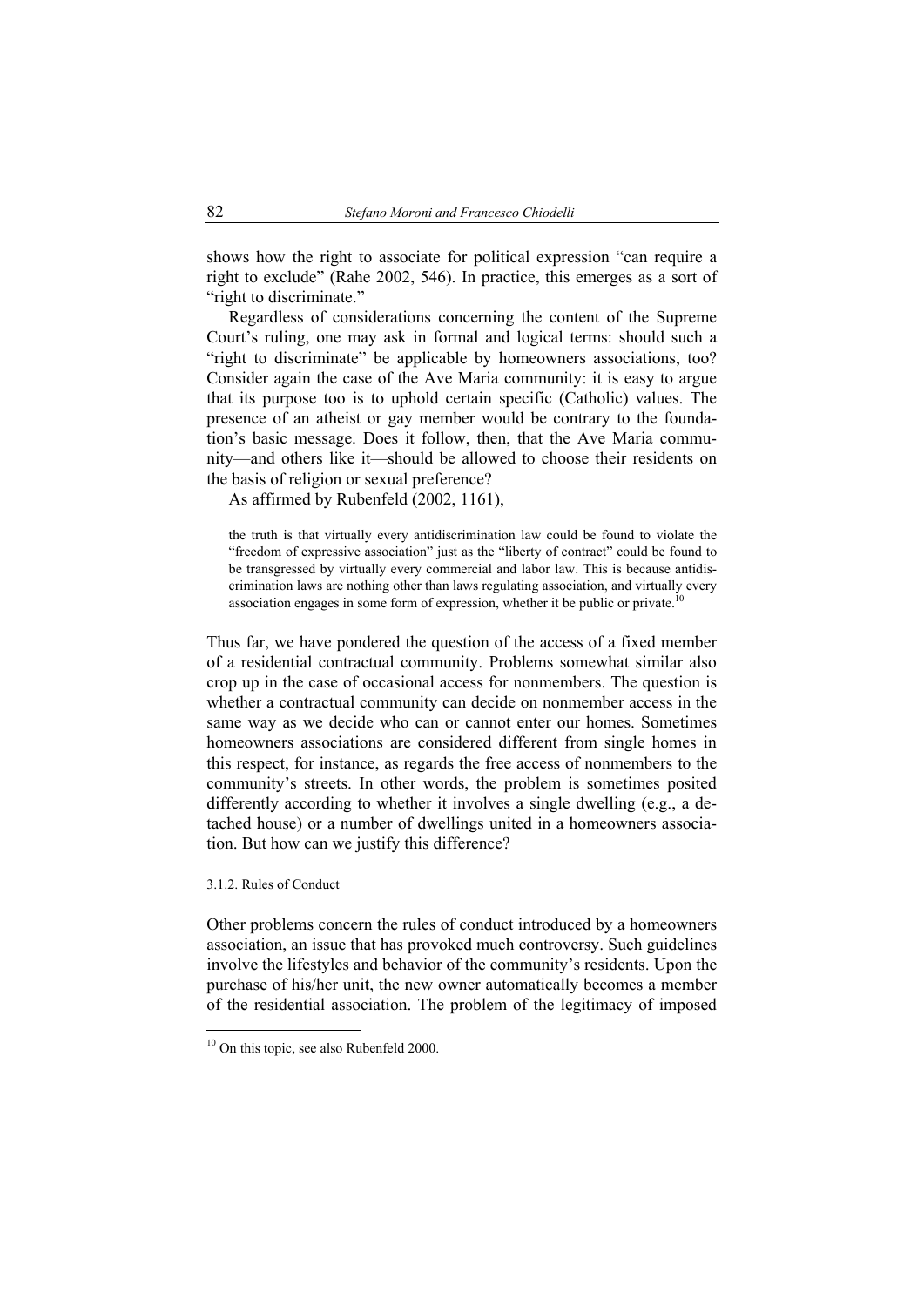shows how the right to associate for political expression "can require a right to exclude" (Rahe 2002, 546). In practice, this emerges as a sort of "right to discriminate."

Regardless of considerations concerning the content of the Supreme Court's ruling, one may ask in formal and logical terms: should such a "right to discriminate" be applicable by homeowners associations, too? Consider again the case of the Ave Maria community: it is easy to argue that its purpose too is to uphold certain specific (Catholic) values. The presence of an atheist or gay member would be contrary to the foundation's basic message. Does it follow, then, that the Ave Maria community—and others like it—should be allowed to choose their residents on the basis of religion or sexual preference?

As affirmed by Rubenfeld (2002, 1161),

> the truth is that virtually every antidiscrimination law could be found to violate the "freedom of expressive association" just as the "liberty of contract" could be found to be transgressed by virtually every commercial and labor law. This is because antidiscrimination laws are nothing other than laws regulating association, and virtually every association engages in some form of expression, whether it be public or private.[10]

Thus far, we have pondered the question of the access of a fixed member of a residential contractual community. Problems somewhat similar also crop up in the case of occasional access for nonmembers. The question is whether a contractual community can decide on nonmember access in the same way as we decide who can or cannot enter our homes. Sometimes homeowners associations are considered different from single homes in this respect, for instance, as regards the free access of nonmembers to the community's streets. In other words, the problem is sometimes posited differently according to whether it involves a single dwelling (e.g., a detached house) or a number of dwellings united in a homeowners association. But how can we justify this difference?

#### 3.1.2. Rules of Conduct

Other problems concern the rules of conduct introduced by a homeowners association, an issue that has provoked much controversy. Such guidelines involve the lifestyles and behavior of the community's residents. Upon the purchase of his/her unit, the new owner automatically becomes a member of the residential association. The problem of the legitimacy of imposed

---

[10] On this topic, see also Rubenfeld 2000.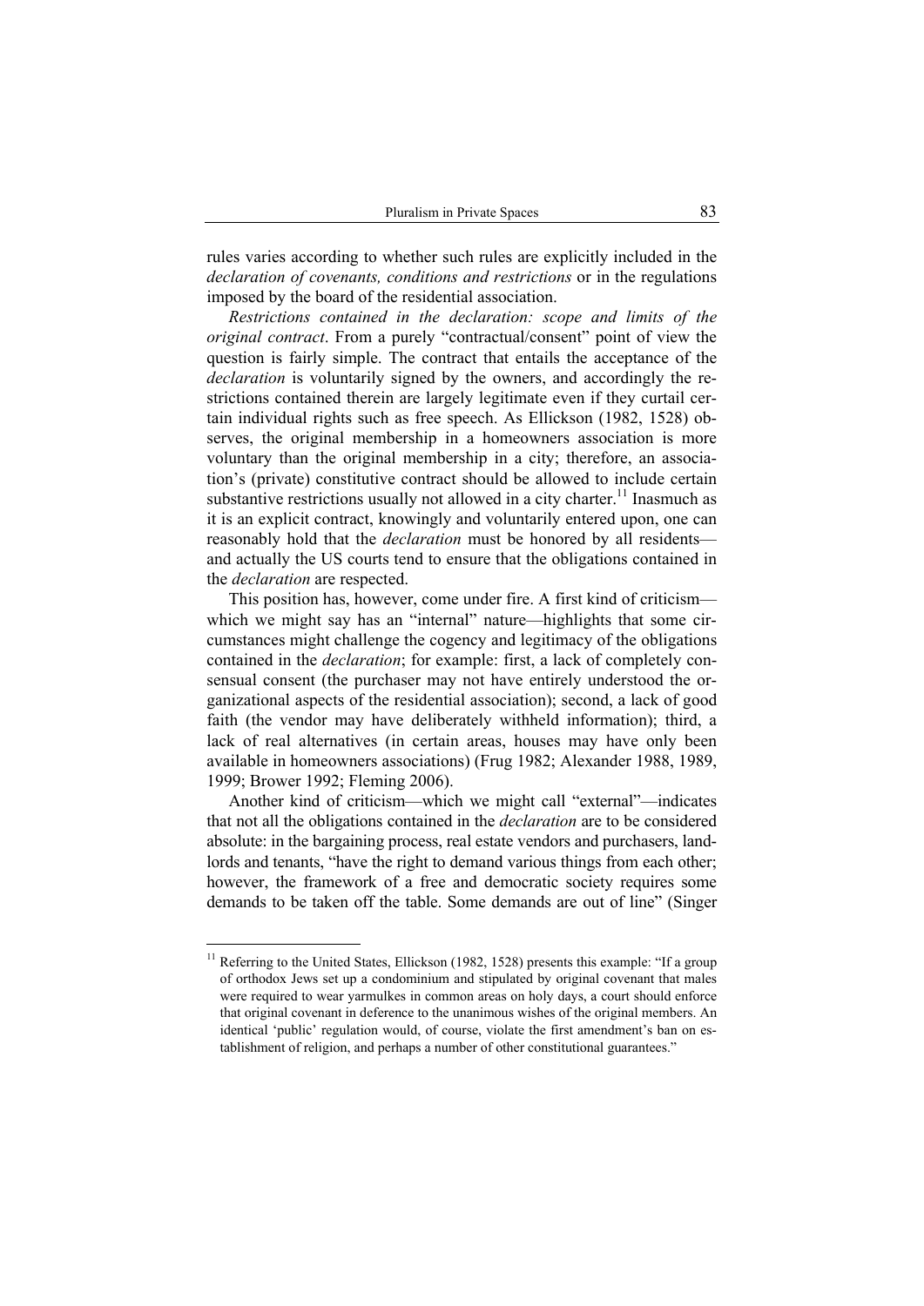rules varies according to whether such rules are explicitly included in the *declaration of covenants, conditions and restrictions* or in the regulations imposed by the board of the residential association.

*Restrictions contained in the declaration: scope and limits of the original contract*. From a purely "contractual/consent" point of view the question is fairly simple. The contract that entails the acceptance of the *declaration* is voluntarily signed by the owners, and accordingly the restrictions contained therein are largely legitimate even if they curtail certain individual rights such as free speech. As Ellickson (1982, 1528) observes, the original membership in a homeowners association is more voluntary than the original membership in a city; therefore, an association's (private) constitutive contract should be allowed to include certain substantive restrictions usually not allowed in a city charter.[11] Inasmuch as it is an explicit contract, knowingly and voluntarily entered upon, one can reasonably hold that the *declaration* must be honored by all residents—and actually the US courts tend to ensure that the obligations contained in the *declaration* are respected.

This position has, however, come under fire. A first kind of criticism—which we might say has an "internal" nature—highlights that some circumstances might challenge the cogency and legitimacy of the obligations contained in the *declaration*; for example: first, a lack of completely consensual consent (the purchaser may not have entirely understood the organizational aspects of the residential association); second, a lack of good faith (the vendor may have deliberately withheld information); third, a lack of real alternatives (in certain areas, houses may have only been available in homeowners associations) (Frug 1982; Alexander 1988, 1989, 1999; Brower 1992; Fleming 2006).

Another kind of criticism—which we might call "external"—indicates that not all the obligations contained in the *declaration* are to be considered absolute: in the bargaining process, real estate vendors and purchasers, landlords and tenants, "have the right to demand various things from each other; however, the framework of a free and democratic society requires some demands to be taken off the table. Some demands are out of line" (Singer

---

[11] Referring to the United States, Ellickson (1982, 1528) presents this example: "If a group of orthodox Jews set up a condominium and stipulated by original covenant that males were required to wear yarmulkes in common areas on holy days, a court should enforce that original covenant in deference to the unanimous wishes of the original members. An identical 'public' regulation would, of course, violate the first amendment's ban on establishment of religion, and perhaps a number of other constitutional guarantees."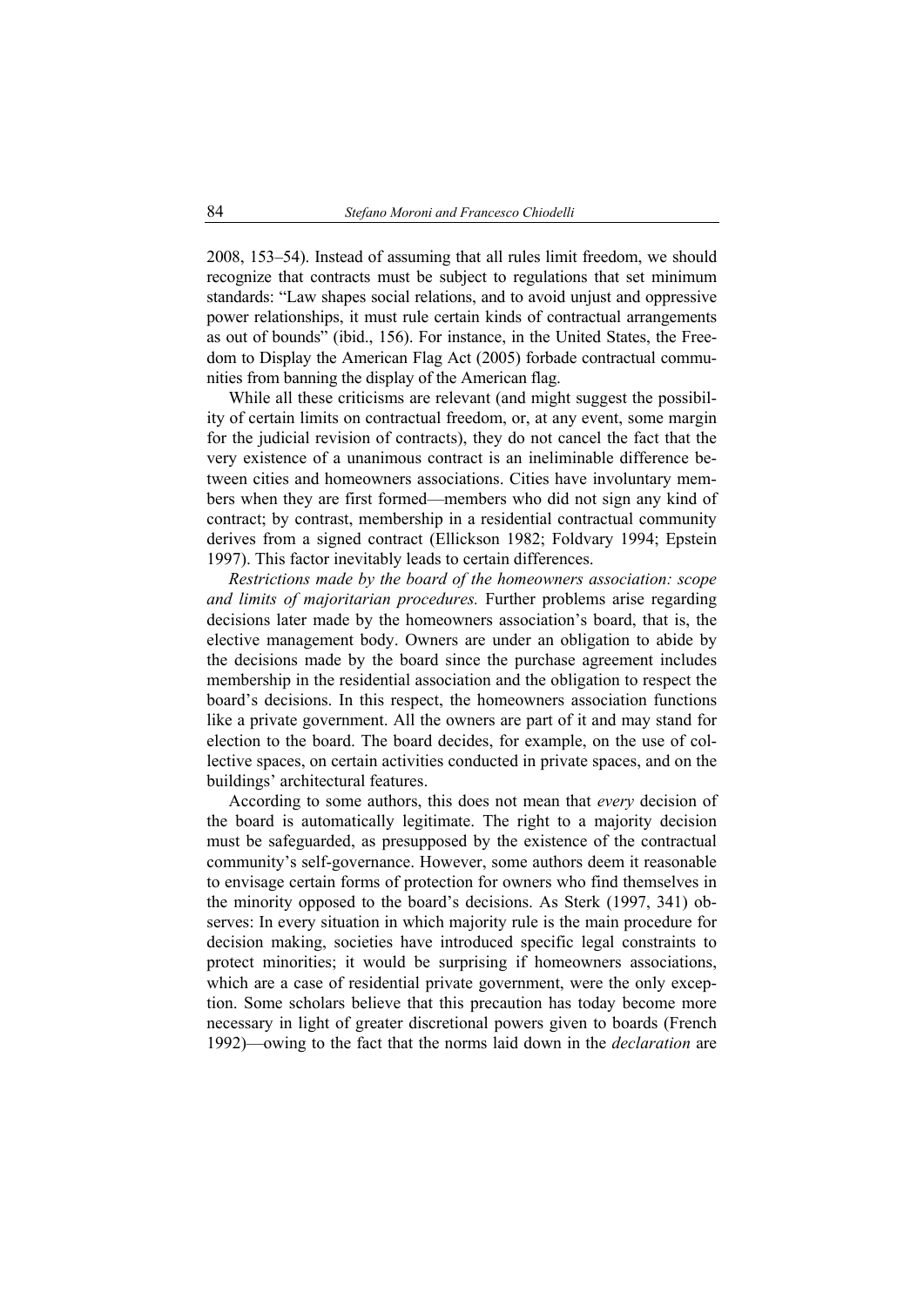2008, 153–54). Instead of assuming that all rules limit freedom, we should recognize that contracts must be subject to regulations that set minimum standards: "Law shapes social relations, and to avoid unjust and oppressive power relationships, it must rule certain kinds of contractual arrangements as out of bounds" (ibid., 156). For instance, in the United States, the Freedom to Display the American Flag Act (2005) forbade contractual communities from banning the display of the American flag.

While all these criticisms are relevant (and might suggest the possibility of certain limits on contractual freedom, or, at any event, some margin for the judicial revision of contracts), they do not cancel the fact that the very existence of a unanimous contract is an ineliminable difference between cities and homeowners associations. Cities have involuntary members when they are first formed—members who did not sign any kind of contract; by contrast, membership in a residential contractual community derives from a signed contract (Ellickson 1982; Foldvary 1994; Epstein 1997). This factor inevitably leads to certain differences.

*Restrictions made by the board of the homeowners association: scope and limits of majoritarian procedures.* Further problems arise regarding decisions later made by the homeowners association's board, that is, the elective management body. Owners are under an obligation to abide by the decisions made by the board since the purchase agreement includes membership in the residential association and the obligation to respect the board's decisions. In this respect, the homeowners association functions like a private government. All the owners are part of it and may stand for election to the board. The board decides, for example, on the use of collective spaces, on certain activities conducted in private spaces, and on the buildings' architectural features.

According to some authors, this does not mean that *every* decision of the board is automatically legitimate. The right to a majority decision must be safeguarded, as presupposed by the existence of the contractual community's self-governance. However, some authors deem it reasonable to envisage certain forms of protection for owners who find themselves in the minority opposed to the board's decisions. As Sterk (1997, 341) observes: In every situation in which majority rule is the main procedure for decision making, societies have introduced specific legal constraints to protect minorities; it would be surprising if homeowners associations, which are a case of residential private government, were the only exception. Some scholars believe that this precaution has today become more necessary in light of greater discretional powers given to boards (French 1992)—owing to the fact that the norms laid down in the *declaration* are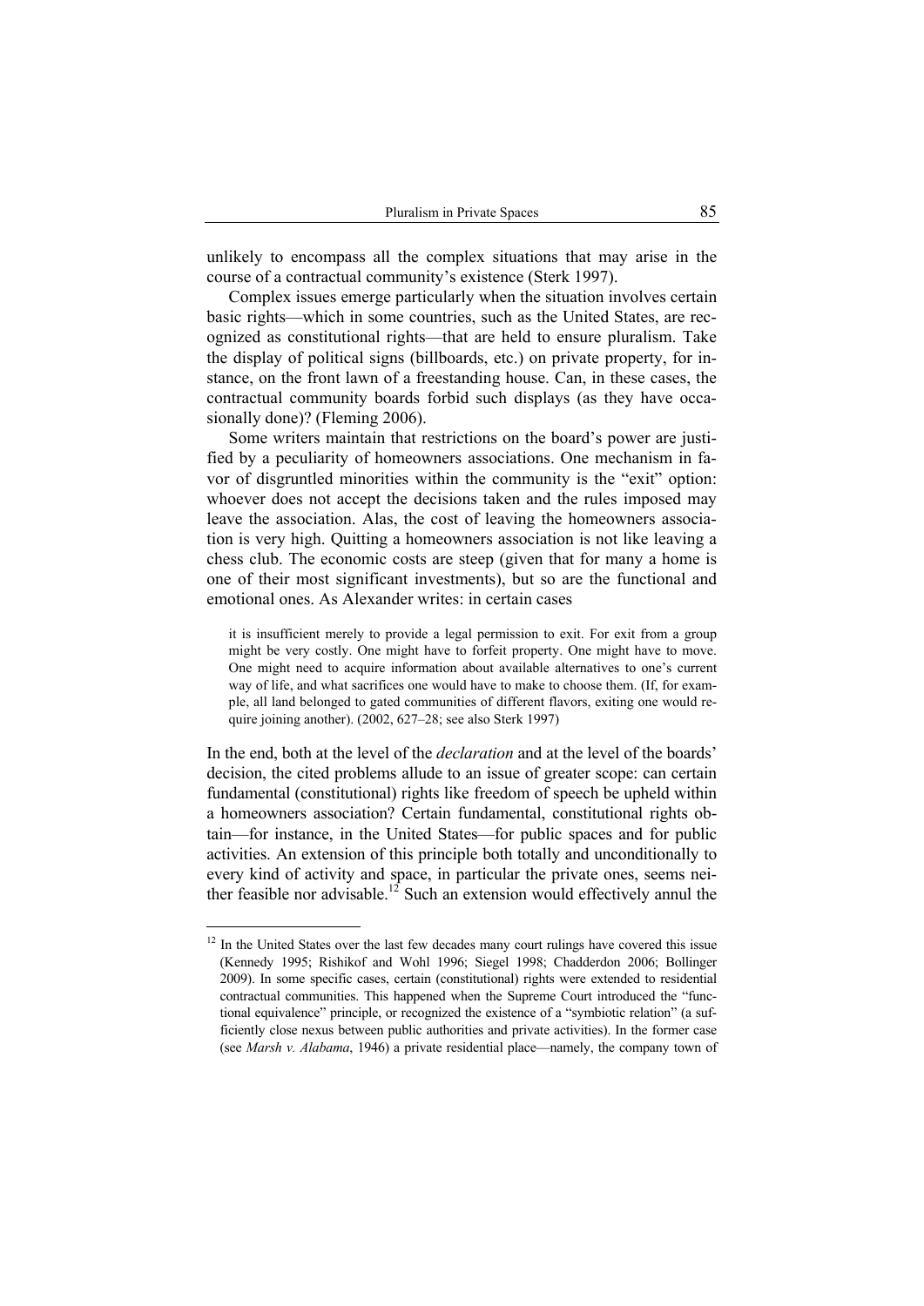unlikely to encompass all the complex situations that may arise in the course of a contractual community's existence (Sterk 1997).

Complex issues emerge particularly when the situation involves certain basic rights—which in some countries, such as the United States, are recognized as constitutional rights—that are held to ensure pluralism. Take the display of political signs (billboards, etc.) on private property, for instance, on the front lawn of a freestanding house. Can, in these cases, the contractual community boards forbid such displays (as they have occasionally done)? (Fleming 2006).

Some writers maintain that restrictions on the board's power are justified by a peculiarity of homeowners associations. One mechanism in favor of disgruntled minorities within the community is the "exit" option: whoever does not accept the decisions taken and the rules imposed may leave the association. Alas, the cost of leaving the homeowners association is very high. Quitting a homeowners association is not like leaving a chess club. The economic costs are steep (given that for many a home is one of their most significant investments), but so are the functional and emotional ones. As Alexander writes: in certain cases

> it is insufficient merely to provide a legal permission to exit. For exit from a group might be very costly. One might have to forfeit property. One might have to move. One might need to acquire information about available alternatives to one's current way of life, and what sacrifices one would have to make to choose them. (If, for example, all land belonged to gated communities of different flavors, exiting one would require joining another). (2002, 627–28; see also Sterk 1997)

In the end, both at the level of the *declaration* and at the level of the boards' decision, the cited problems allude to an issue of greater scope: can certain fundamental (constitutional) rights like freedom of speech be upheld within a homeowners association? Certain fundamental, constitutional rights obtain—for instance, in the United States—for public spaces and for public activities. An extension of this principle both totally and unconditionally to every kind of activity and space, in particular the private ones, seems neither feasible nor advisable.[12] Such an extension would effectively annul the

---

[12] In the United States over the last few decades many court rulings have covered this issue (Kennedy 1995; Rishikof and Wohl 1996; Siegel 1998; Chadderdon 2006; Bollinger 2009). In some specific cases, certain (constitutional) rights were extended to residential contractual communities. This happened when the Supreme Court introduced the "functional equivalence" principle, or recognized the existence of a "symbiotic relation" (a sufficiently close nexus between public authorities and private activities). In the former case (see *Marsh v. Alabama*, 1946) a private residential place—namely, the company town of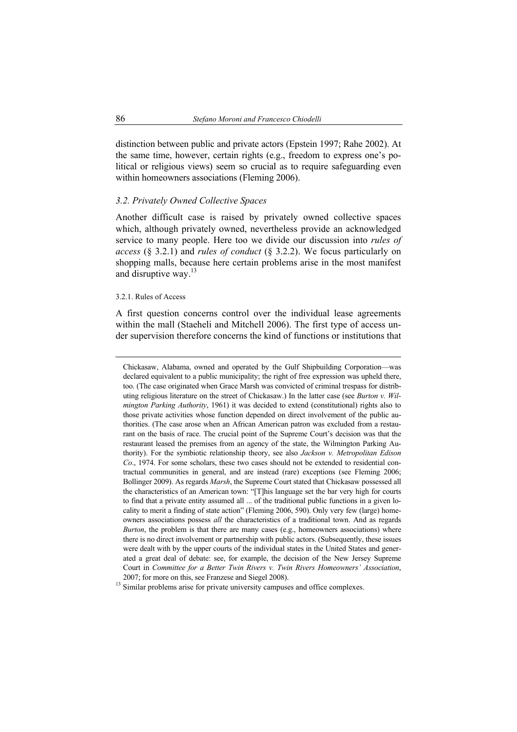distinction between public and private actors (Epstein 1997; Rahe 2002). At the same time, however, certain rights (e.g., freedom to express one's political or religious views) seem so crucial as to require safeguarding even within homeowners associations (Fleming 2006).

### *3.2. Privately Owned Collective Spaces*

Another difficult case is raised by privately owned collective spaces which, although privately owned, nevertheless provide an acknowledged service to many people. Here too we divide our discussion into *rules of access* (§ 3.2.1) and *rules of conduct* (§ 3.2.2). We focus particularly on shopping malls, because here certain problems arise in the most manifest and disruptive way.[13]

#### 3.2.1. Rules of Access

A first question concerns control over the individual lease agreements within the mall (Staeheli and Mitchell 2006). The first type of access under supervision therefore concerns the kind of functions or institutions that

---

Chickasaw, Alabama, owned and operated by the Gulf Shipbuilding Corporation—was declared equivalent to a public municipality; the right of free expression was upheld there, too. (The case originated when Grace Marsh was convicted of criminal trespass for distributing religious literature on the street of Chickasaw.) In the latter case (see *Burton v. Wilmington Parking Authority*, 1961) it was decided to extend (constitutional) rights also to those private activities whose function depended on direct involvement of the public authorities. (The case arose when an African American patron was excluded from a restaurant on the basis of race. The crucial point of the Supreme Court's decision was that the restaurant leased the premises from an agency of the state, the Wilmington Parking Authority). For the symbiotic relationship theory, see also *Jackson v. Metropolitan Edison Co*., 1974. For some scholars, these two cases should not be extended to residential contractual communities in general, and are instead (rare) exceptions (see Fleming 2006; Bollinger 2009). As regards *Marsh*, the Supreme Court stated that Chickasaw possessed all the characteristics of an American town: "[T]his language set the bar very high for courts to find that a private entity assumed all ... of the traditional public functions in a given locality to merit a finding of state action" (Fleming 2006, 590). Only very few (large) homeowners associations possess *all* the characteristics of a traditional town. And as regards *Burton*, the problem is that there are many cases (e.g., homeowners associations) where there is no direct involvement or partnership with public actors. (Subsequently, these issues were dealt with by the upper courts of the individual states in the United States and generated a great deal of debate: see, for example, the decision of the New Jersey Supreme Court in *Committee for a Better Twin Rivers v. Twin Rivers Homeowners' Association*, 2007; for more on this, see Franzese and Siegel 2008).

[13] Similar problems arise for private university campuses and office complexes.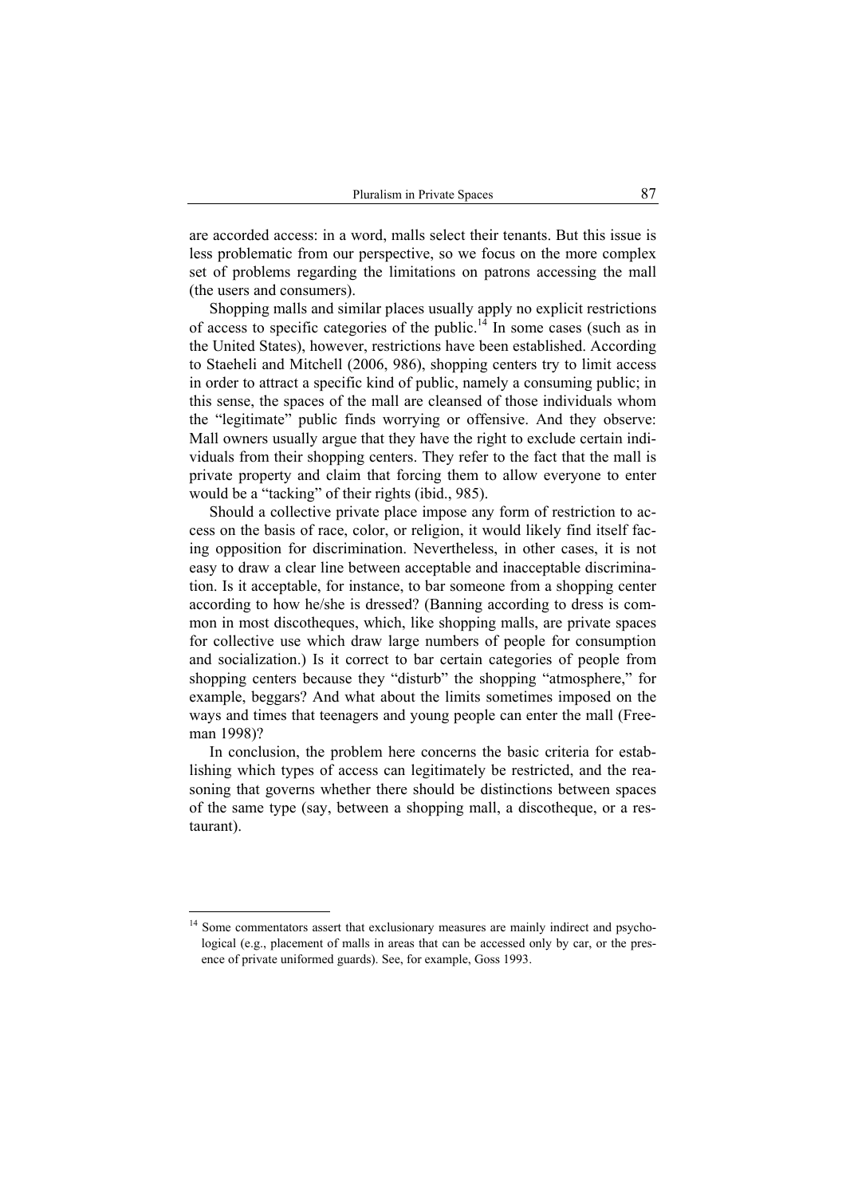are accorded access: in a word, malls select their tenants. But this issue is less problematic from our perspective, so we focus on the more complex set of problems regarding the limitations on patrons accessing the mall (the users and consumers).

Shopping malls and similar places usually apply no explicit restrictions of access to specific categories of the public.[14] In some cases (such as in the United States), however, restrictions have been established. According to Staeheli and Mitchell (2006, 986), shopping centers try to limit access in order to attract a specific kind of public, namely a consuming public; in this sense, the spaces of the mall are cleansed of those individuals whom the "legitimate" public finds worrying or offensive. And they observe: Mall owners usually argue that they have the right to exclude certain individuals from their shopping centers. They refer to the fact that the mall is private property and claim that forcing them to allow everyone to enter would be a "tacking" of their rights (ibid., 985).

Should a collective private place impose any form of restriction to access on the basis of race, color, or religion, it would likely find itself facing opposition for discrimination. Nevertheless, in other cases, it is not easy to draw a clear line between acceptable and inacceptable discrimination. Is it acceptable, for instance, to bar someone from a shopping center according to how he/she is dressed? (Banning according to dress is common in most discotheques, which, like shopping malls, are private spaces for collective use which draw large numbers of people for consumption and socialization.) Is it correct to bar certain categories of people from shopping centers because they "disturb" the shopping "atmosphere," for example, beggars? And what about the limits sometimes imposed on the ways and times that teenagers and young people can enter the mall (Freeman 1998)?

In conclusion, the problem here concerns the basic criteria for establishing which types of access can legitimately be restricted, and the reasoning that governs whether there should be distinctions between spaces of the same type (say, between a shopping mall, a discotheque, or a restaurant).

[14] Some commentators assert that exclusionary measures are mainly indirect and psychological (e.g., placement of malls in areas that can be accessed only by car, or the presence of private uniformed guards). See, for example, Goss 1993.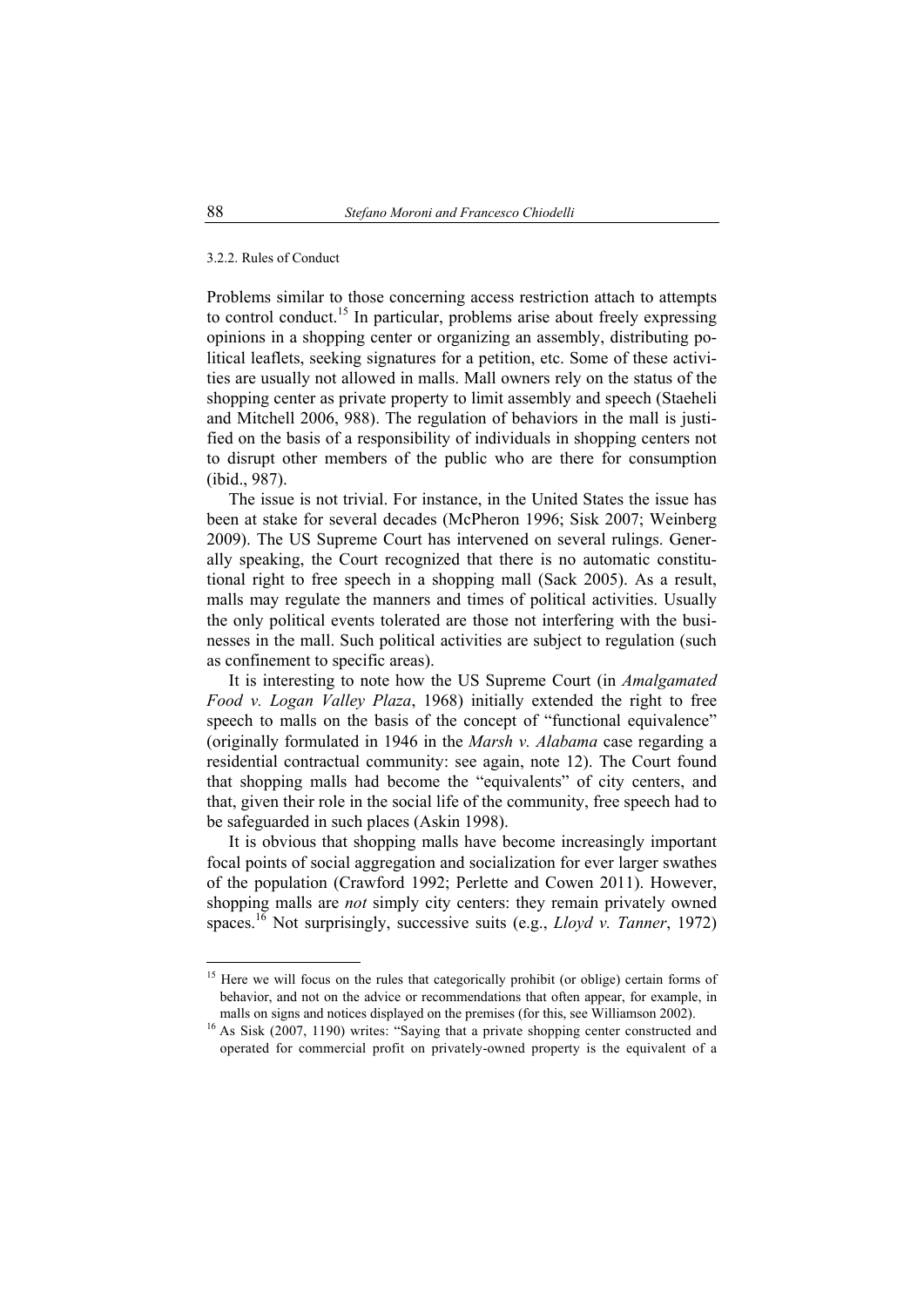#### 3.2.2. Rules of Conduct

Problems similar to those concerning access restriction attach to attempts to control conduct.[15] In particular, problems arise about freely expressing opinions in a shopping center or organizing an assembly, distributing political leaflets, seeking signatures for a petition, etc. Some of these activities are usually not allowed in malls. Mall owners rely on the status of the shopping center as private property to limit assembly and speech (Staeheli and Mitchell 2006, 988). The regulation of behaviors in the mall is justified on the basis of a responsibility of individuals in shopping centers not to disrupt other members of the public who are there for consumption (ibid., 987).

The issue is not trivial. For instance, in the United States the issue has been at stake for several decades (McPheron 1996; Sisk 2007; Weinberg 2009). The US Supreme Court has intervened on several rulings. Generally speaking, the Court recognized that there is no automatic constitutional right to free speech in a shopping mall (Sack 2005). As a result, malls may regulate the manners and times of political activities. Usually the only political events tolerated are those not interfering with the businesses in the mall. Such political activities are subject to regulation (such as confinement to specific areas).

It is interesting to note how the US Supreme Court (in *Amalgamated Food v. Logan Valley Plaza*, 1968) initially extended the right to free speech to malls on the basis of the concept of "functional equivalence" (originally formulated in 1946 in the *Marsh v. Alabama* case regarding a residential contractual community: see again, note 12). The Court found that shopping malls had become the "equivalents" of city centers, and that, given their role in the social life of the community, free speech had to be safeguarded in such places (Askin 1998).

It is obvious that shopping malls have become increasingly important focal points of social aggregation and socialization for ever larger swathes of the population (Crawford 1992; Perlette and Cowen 2011). However, shopping malls are *not* simply city centers: they remain privately owned spaces.[16] Not surprisingly, successive suits (e.g., *Lloyd v. Tanner*, 1972)

---

[15] Here we will focus on the rules that categorically prohibit (or oblige) certain forms of behavior, and not on the advice or recommendations that often appear, for example, in malls on signs and notices displayed on the premises (for this, see Williamson 2002).

[16] As Sisk (2007, 1190) writes: "Saying that a private shopping center constructed and operated for commercial profit on privately-owned property is the equivalent of a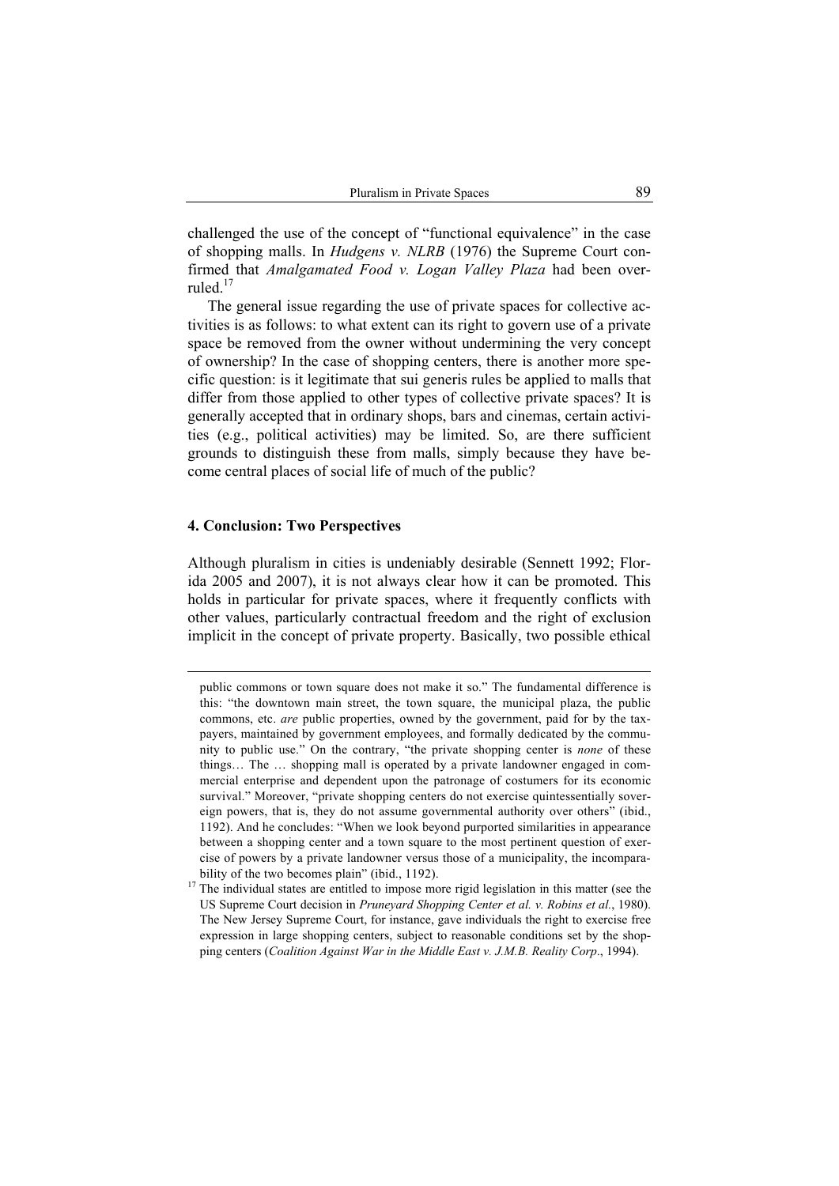challenged the use of the concept of "functional equivalence" in the case of shopping malls. In *Hudgens v. NLRB* (1976) the Supreme Court confirmed that *Amalgamated Food v. Logan Valley Plaza* had been overruled.[17]

The general issue regarding the use of private spaces for collective activities is as follows: to what extent can its right to govern use of a private space be removed from the owner without undermining the very concept of ownership? In the case of shopping centers, there is another more specific question: is it legitimate that sui generis rules be applied to malls that differ from those applied to other types of collective private spaces? It is generally accepted that in ordinary shops, bars and cinemas, certain activities (e.g., political activities) may be limited. So, are there sufficient grounds to distinguish these from malls, simply because they have become central places of social life of much of the public?

## 4. Conclusion: Two Perspectives

Although pluralism in cities is undeniably desirable (Sennett 1992; Florida 2005 and 2007), it is not always clear how it can be promoted. This holds in particular for private spaces, where it frequently conflicts with other values, particularly contractual freedom and the right of exclusion implicit in the concept of private property. Basically, two possible ethical

---

public commons or town square does not make it so." The fundamental difference is this: "the downtown main street, the town square, the municipal plaza, the public commons, etc. *are* public properties, owned by the government, paid for by the taxpayers, maintained by government employees, and formally dedicated by the community to public use." On the contrary, "the private shopping center is *none* of these things… The … shopping mall is operated by a private landowner engaged in commercial enterprise and dependent upon the patronage of costumers for its economic survival." Moreover, "private shopping centers do not exercise quintessentially sovereign powers, that is, they do not assume governmental authority over others" (ibid., 1192). And he concludes: "When we look beyond purported similarities in appearance between a shopping center and a town square to the most pertinent question of exercise of powers by a private landowner versus those of a municipality, the incomparability of the two becomes plain" (ibid., 1192).

[17] The individual states are entitled to impose more rigid legislation in this matter (see the US Supreme Court decision in *Pruneyard Shopping Center et al. v. Robins et al.*, 1980). The New Jersey Supreme Court, for instance, gave individuals the right to exercise free expression in large shopping centers, subject to reasonable conditions set by the shopping centers (*Coalition Against War in the Middle East v. J.M.B. Reality Corp*., 1994).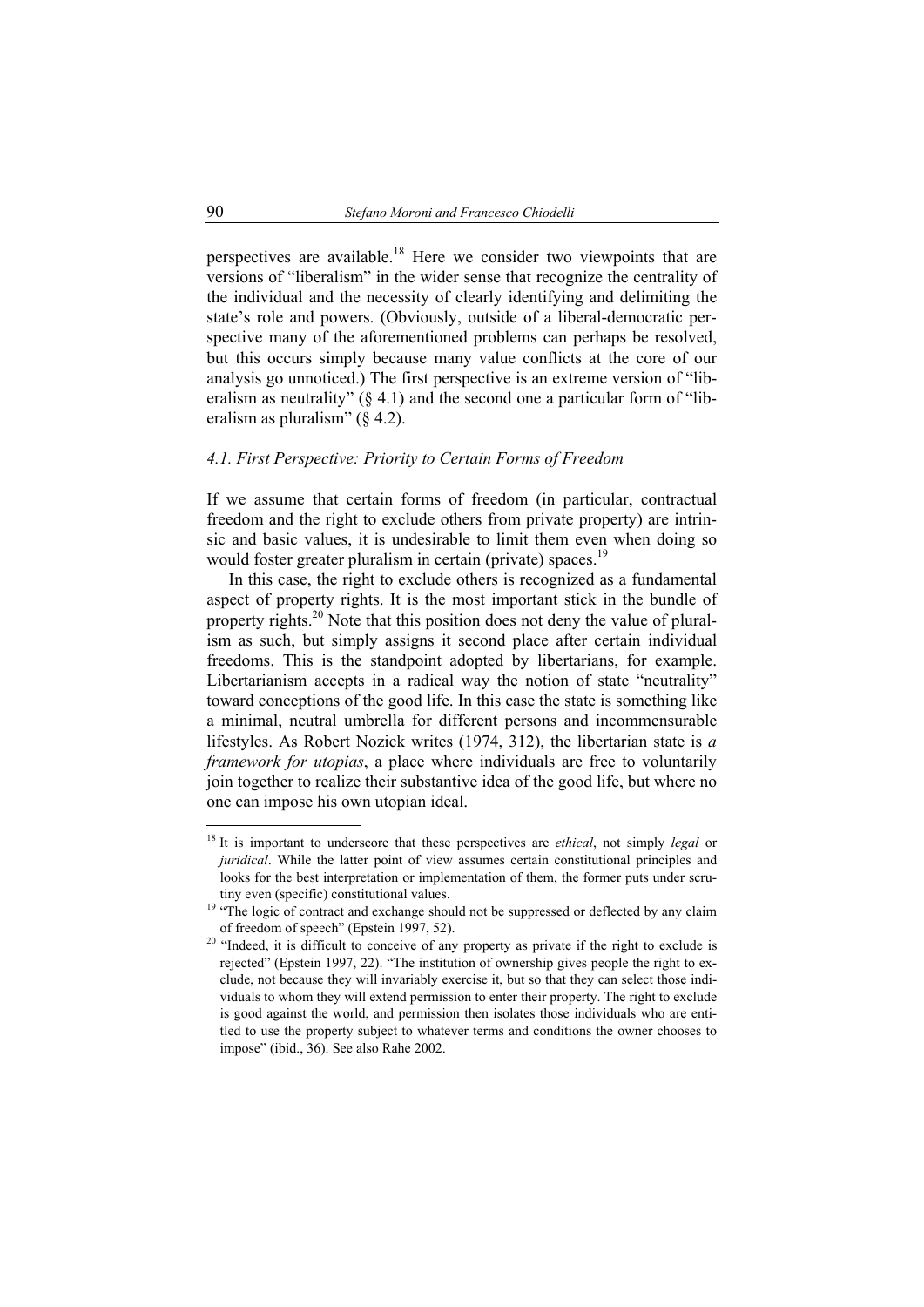perspectives are available.[18] Here we consider two viewpoints that are versions of "liberalism" in the wider sense that recognize the centrality of the individual and the necessity of clearly identifying and delimiting the state's role and powers. (Obviously, outside of a liberal-democratic perspective many of the aforementioned problems can perhaps be resolved, but this occurs simply because many value conflicts at the core of our analysis go unnoticed.) The first perspective is an extreme version of "liberalism as neutrality" (§ 4.1) and the second one a particular form of "liberalism as pluralism" (§ 4.2).

### *4.1. First Perspective: Priority to Certain Forms of Freedom*

If we assume that certain forms of freedom (in particular, contractual freedom and the right to exclude others from private property) are intrinsic and basic values, it is undesirable to limit them even when doing so would foster greater pluralism in certain (private) spaces.[19]

In this case, the right to exclude others is recognized as a fundamental aspect of property rights. It is the most important stick in the bundle of property rights.[20] Note that this position does not deny the value of pluralism as such, but simply assigns it second place after certain individual freedoms. This is the standpoint adopted by libertarians, for example. Libertarianism accepts in a radical way the notion of state "neutrality" toward conceptions of the good life. In this case the state is something like a minimal, neutral umbrella for different persons and incommensurable lifestyles. As Robert Nozick writes (1974, 312), the libertarian state is *a framework for utopias*, a place where individuals are free to voluntarily join together to realize their substantive idea of the good life, but where no one can impose his own utopian ideal.

---

[18] It is important to underscore that these perspectives are *ethical*, not simply *legal* or *juridical*. While the latter point of view assumes certain constitutional principles and looks for the best interpretation or implementation of them, the former puts under scrutiny even (specific) constitutional values.

[19] "The logic of contract and exchange should not be suppressed or deflected by any claim of freedom of speech" (Epstein 1997, 52).

[20] "Indeed, it is difficult to conceive of any property as private if the right to exclude is rejected" (Epstein 1997, 22). "The institution of ownership gives people the right to exclude, not because they will invariably exercise it, but so that they can select those individuals to whom they will extend permission to enter their property. The right to exclude is good against the world, and permission then isolates those individuals who are entitled to use the property subject to whatever terms and conditions the owner chooses to impose" (ibid., 36). See also Rahe 2002.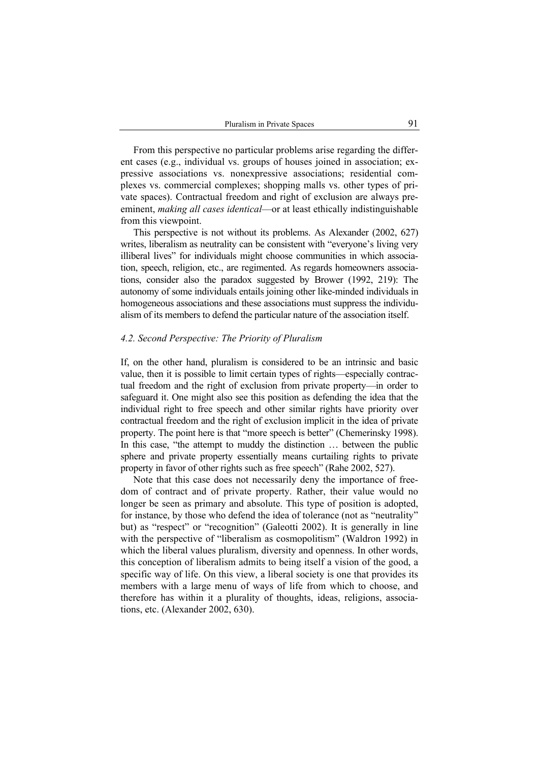From this perspective no particular problems arise regarding the different cases (e.g., individual vs. groups of houses joined in association; expressive associations vs. nonexpressive associations; residential complexes vs. commercial complexes; shopping malls vs. other types of private spaces). Contractual freedom and right of exclusion are always preeminent, *making all cases identical*—or at least ethically indistinguishable from this viewpoint.

This perspective is not without its problems. As Alexander (2002, 627) writes, liberalism as neutrality can be consistent with "everyone's living very illiberal lives" for individuals might choose communities in which association, speech, religion, etc., are regimented. As regards homeowners associations, consider also the paradox suggested by Brower (1992, 219): The autonomy of some individuals entails joining other like-minded individuals in homogeneous associations and these associations must suppress the individualism of its members to defend the particular nature of the association itself.

### *4.2. Second Perspective: The Priority of Pluralism*

If, on the other hand, pluralism is considered to be an intrinsic and basic value, then it is possible to limit certain types of rights—especially contractual freedom and the right of exclusion from private property—in order to safeguard it. One might also see this position as defending the idea that the individual right to free speech and other similar rights have priority over contractual freedom and the right of exclusion implicit in the idea of private property. The point here is that "more speech is better" (Chemerinsky 1998). In this case, "the attempt to muddy the distinction … between the public sphere and private property essentially means curtailing rights to private property in favor of other rights such as free speech" (Rahe 2002, 527).

Note that this case does not necessarily deny the importance of freedom of contract and of private property. Rather, their value would no longer be seen as primary and absolute. This type of position is adopted, for instance, by those who defend the idea of tolerance (not as "neutrality" but) as "respect" or "recognition" (Galeotti 2002). It is generally in line with the perspective of "liberalism as cosmopolitism" (Waldron 1992) in which the liberal values pluralism, diversity and openness. In other words, this conception of liberalism admits to being itself a vision of the good, a specific way of life. On this view, a liberal society is one that provides its members with a large menu of ways of life from which to choose, and therefore has within it a plurality of thoughts, ideas, religions, associations, etc. (Alexander 2002, 630).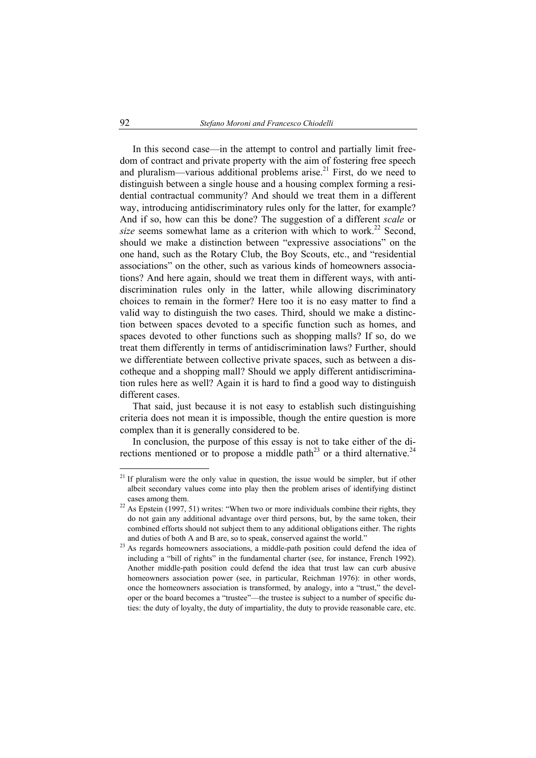In this second case—in the attempt to control and partially limit freedom of contract and private property with the aim of fostering free speech and pluralism—various additional problems arise.[21] First, do we need to distinguish between a single house and a housing complex forming a residential contractual community? And should we treat them in a different way, introducing antidiscriminatory rules only for the latter, for example? And if so, how can this be done? The suggestion of a different *scale* or *size* seems somewhat lame as a criterion with which to work.[22] Second, should we make a distinction between "expressive associations" on the one hand, such as the Rotary Club, the Boy Scouts, etc., and "residential associations" on the other, such as various kinds of homeowners associations? And here again, should we treat them in different ways, with antidiscrimination rules only in the latter, while allowing discriminatory choices to remain in the former? Here too it is no easy matter to find a valid way to distinguish the two cases. Third, should we make a distinction between spaces devoted to a specific function such as homes, and spaces devoted to other functions such as shopping malls? If so, do we treat them differently in terms of antidiscrimination laws? Further, should we differentiate between collective private spaces, such as between a discotheque and a shopping mall? Should we apply different antidiscrimination rules here as well? Again it is hard to find a good way to distinguish different cases.

That said, just because it is not easy to establish such distinguishing criteria does not mean it is impossible, though the entire question is more complex than it is generally considered to be.

In conclusion, the purpose of this essay is not to take either of the directions mentioned or to propose a middle path[23] or a third alternative.[24]

---

[21] If pluralism were the only value in question, the issue would be simpler, but if other albeit secondary values come into play then the problem arises of identifying distinct cases among them.

[22] As Epstein (1997, 51) writes: "When two or more individuals combine their rights, they do not gain any additional advantage over third persons, but, by the same token, their combined efforts should not subject them to any additional obligations either. The rights and duties of both A and B are, so to speak, conserved against the world."

[23] As regards homeowners associations, a middle-path position could defend the idea of including a "bill of rights" in the fundamental charter (see, for instance, French 1992). Another middle-path position could defend the idea that trust law can curb abusive homeowners association power (see, in particular, Reichman 1976): in other words, once the homeowners association is transformed, by analogy, into a "trust," the developer or the board becomes a "trustee"—the trustee is subject to a number of specific duties: the duty of loyalty, the duty of impartiality, the duty to provide reasonable care, etc.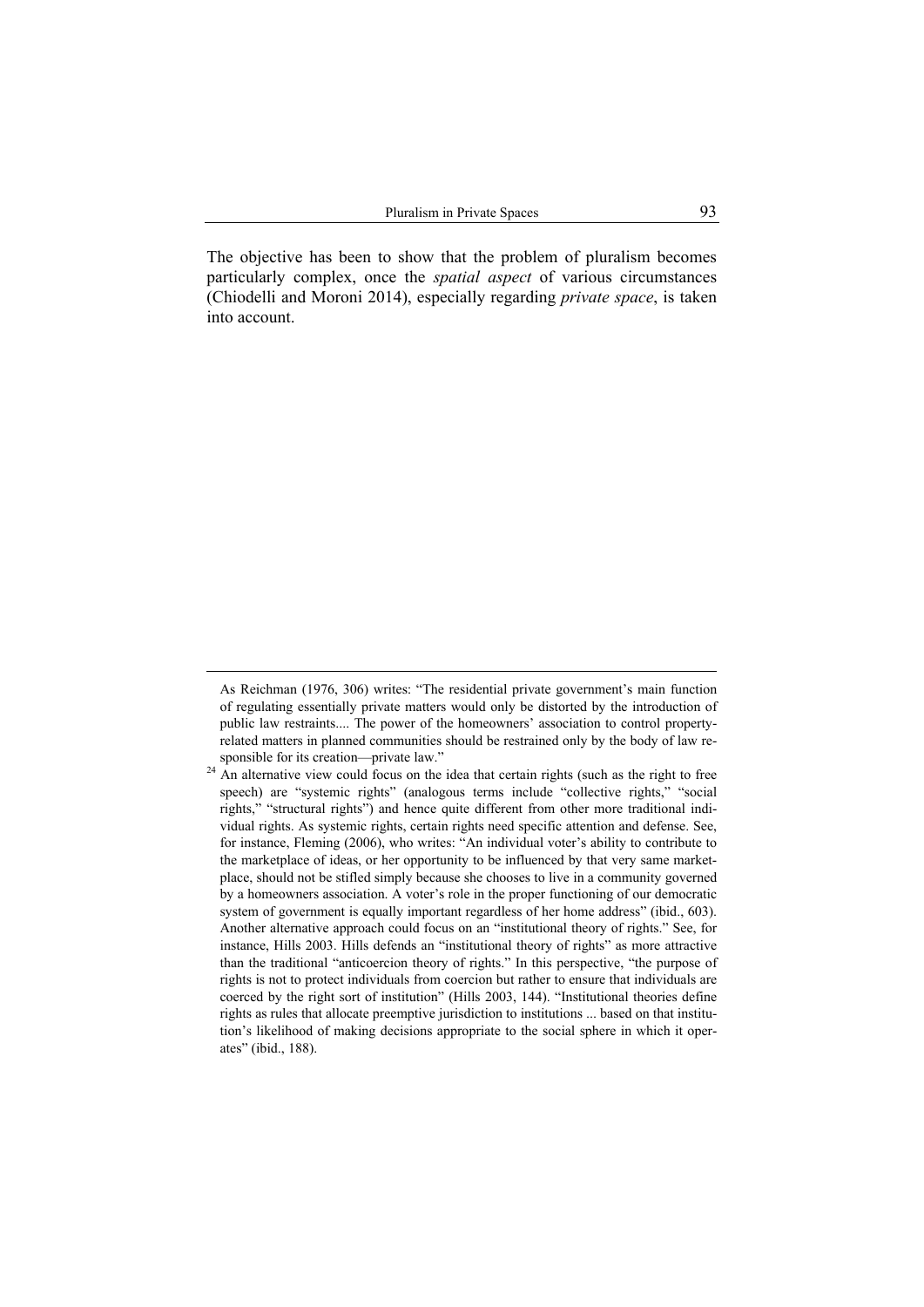The objective has been to show that the problem of pluralism becomes particularly complex, once the *spatial aspect* of various circumstances (Chiodelli and Moroni 2014), especially regarding *private space*, is taken into account.

---

As Reichman (1976, 306) writes: "The residential private government's main function of regulating essentially private matters would only be distorted by the introduction of public law restraints.... The power of the homeowners' association to control property-related matters in planned communities should be restrained only by the body of law responsible for its creation—private law."

[24] An alternative view could focus on the idea that certain rights (such as the right to free speech) are "systemic rights" (analogous terms include "collective rights," "social rights," "structural rights") and hence quite different from other more traditional individual rights. As systemic rights, certain rights need specific attention and defense. See, for instance, Fleming (2006), who writes: "An individual voter's ability to contribute to the marketplace of ideas, or her opportunity to be influenced by that very same marketplace, should not be stifled simply because she chooses to live in a community governed by a homeowners association. A voter's role in the proper functioning of our democratic system of government is equally important regardless of her home address" (ibid., 603). Another alternative approach could focus on an "institutional theory of rights." See, for instance, Hills 2003. Hills defends an "institutional theory of rights" as more attractive than the traditional "anticoercion theory of rights." In this perspective, "the purpose of rights is not to protect individuals from coercion but rather to ensure that individuals are coerced by the right sort of institution" (Hills 2003, 144). "Institutional theories define rights as rules that allocate preemptive jurisdiction to institutions ... based on that institution's likelihood of making decisions appropriate to the social sphere in which it operates" (ibid., 188).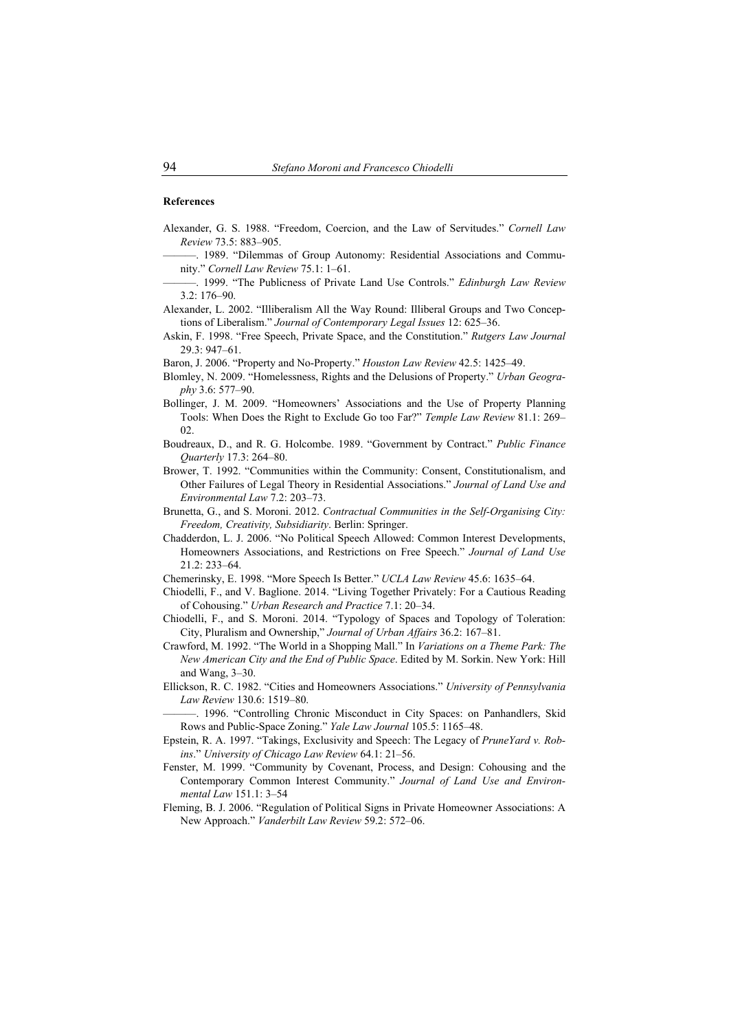**References**

Alexander, G. S. 1988. "Freedom, Coercion, and the Law of Servitudes." *Cornell Law Review* 73.5: 883–905.

———. 1989. "Dilemmas of Group Autonomy: Residential Associations and Community." *Cornell Law Review* 75.1: 1–61.

———. 1999. "The Publicness of Private Land Use Controls." *Edinburgh Law Review* 3.2: 176–90.

Alexander, L. 2002. "Illiberalism All the Way Round: Illiberal Groups and Two Conceptions of Liberalism." *Journal of Contemporary Legal Issues* 12: 625–36.

Askin, F. 1998. "Free Speech, Private Space, and the Constitution." *Rutgers Law Journal* 29.3: 947–61.

Baron, J. 2006. "Property and No-Property." *Houston Law Review* 42.5: 1425–49.

Blomley, N. 2009. "Homelessness, Rights and the Delusions of Property." *Urban Geography* 3.6: 577–90.

Bollinger, J. M. 2009. "Homeowners' Associations and the Use of Property Planning Tools: When Does the Right to Exclude Go too Far?" *Temple Law Review* 81.1: 269–02.

Boudreaux, D., and R. G. Holcombe. 1989. "Government by Contract." *Public Finance Quarterly* 17.3: 264–80.

Brower, T. 1992. "Communities within the Community: Consent, Constitutionalism, and Other Failures of Legal Theory in Residential Associations." *Journal of Land Use and Environmental Law* 7.2: 203–73.

Brunetta, G., and S. Moroni. 2012. *Contractual Communities in the Self-Organising City: Freedom, Creativity, Subsidiarity*. Berlin: Springer.

Chadderdon, L. J. 2006. "No Political Speech Allowed: Common Interest Developments, Homeowners Associations, and Restrictions on Free Speech." *Journal of Land Use* 21.2: 233–64.

Chemerinsky, E. 1998. "More Speech Is Better." *UCLA Law Review* 45.6: 1635–64.

Chiodelli, F., and V. Baglione. 2014. "Living Together Privately: For a Cautious Reading of Cohousing." *Urban Research and Practice* 7.1: 20–34.

Chiodelli, F., and S. Moroni. 2014. "Typology of Spaces and Topology of Toleration: City, Pluralism and Ownership," *Journal of Urban Affairs* 36.2: 167–81.

Crawford, M. 1992. "The World in a Shopping Mall." In *Variations on a Theme Park: The New American City and the End of Public Space*. Edited by M. Sorkin. New York: Hill and Wang, 3–30.

Ellickson, R. C. 1982. "Cities and Homeowners Associations." *University of Pennsylvania Law Review* 130.6: 1519–80.

———. 1996. "Controlling Chronic Misconduct in City Spaces: on Panhandlers, Skid Rows and Public-Space Zoning." *Yale Law Journal* 105.5: 1165–48.

Epstein, R. A. 1997. "Takings, Exclusivity and Speech: The Legacy of *PruneYard v. Robins*." *University of Chicago Law Review* 64.1: 21–56.

Fenster, M. 1999. "Community by Covenant, Process, and Design: Cohousing and the Contemporary Common Interest Community." *Journal of Land Use and Environmental Law* 151.1: 3–54

Fleming, B. J. 2006. "Regulation of Political Signs in Private Homeowner Associations: A New Approach." *Vanderbilt Law Review* 59.2: 572–06.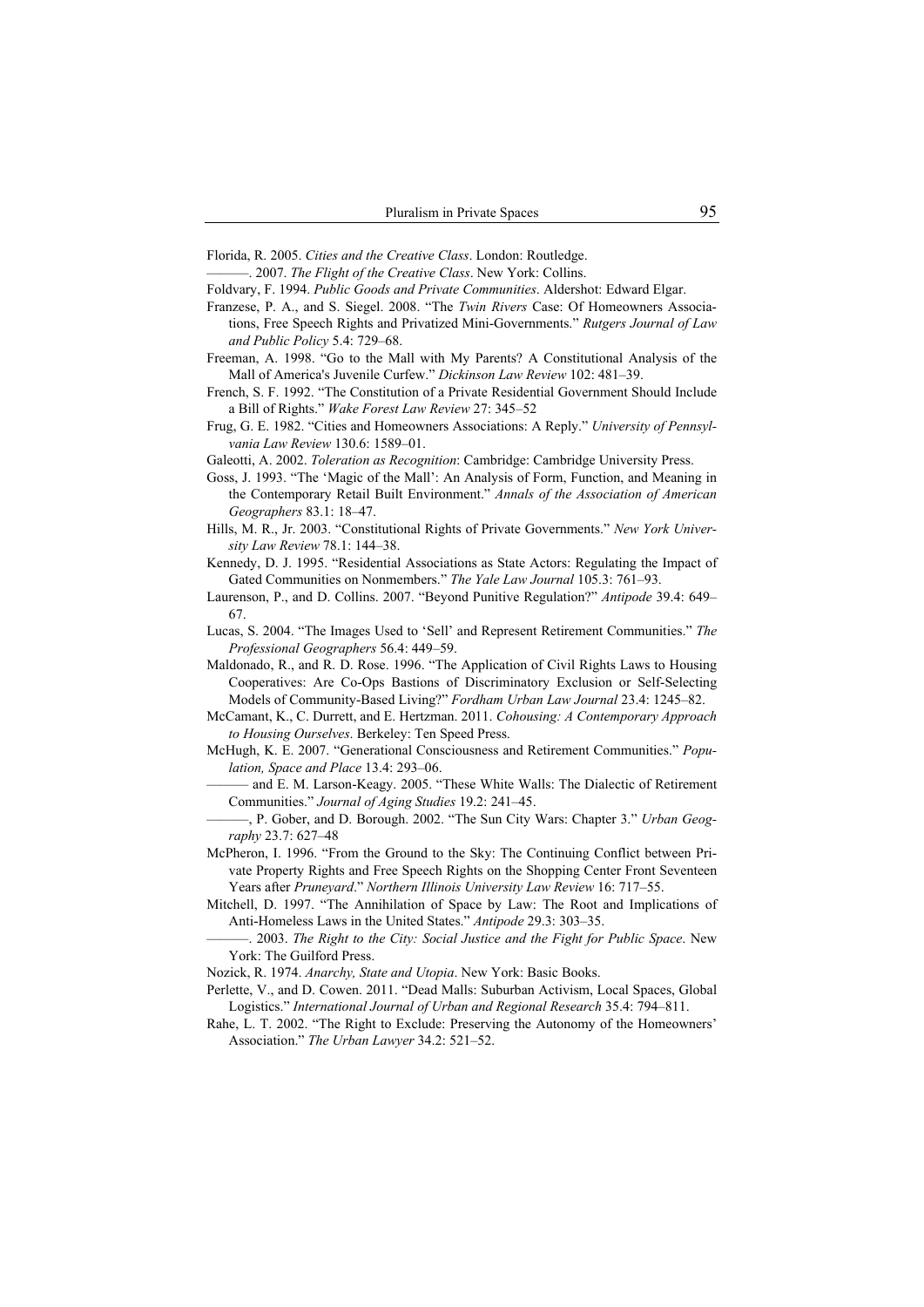Florida, R. 2005. *Cities and the Creative Class*. London: Routledge.

———. 2007. *The Flight of the Creative Class*. New York: Collins.

Foldvary, F. 1994. *Public Goods and Private Communities*. Aldershot: Edward Elgar.

Franzese, P. A., and S. Siegel. 2008. "The *Twin Rivers* Case: Of Homeowners Associations, Free Speech Rights and Privatized Mini-Governments." *Rutgers Journal of Law and Public Policy* 5.4: 729–68.

Freeman, A. 1998. "Go to the Mall with My Parents? A Constitutional Analysis of the Mall of America's Juvenile Curfew." *Dickinson Law Review* 102: 481–39.

French, S. F. 1992. "The Constitution of a Private Residential Government Should Include a Bill of Rights." *Wake Forest Law Review* 27: 345–52

Frug, G. E. 1982. "Cities and Homeowners Associations: A Reply." *University of Pennsylvania Law Review* 130.6: 1589–01.

Galeotti, A. 2002. *Toleration as Recognition*: Cambridge: Cambridge University Press.

Goss, J. 1993. "The 'Magic of the Mall': An Analysis of Form, Function, and Meaning in the Contemporary Retail Built Environment." *Annals of the Association of American Geographers* 83.1: 18–47.

Hills, M. R., Jr. 2003. "Constitutional Rights of Private Governments." *New York University Law Review* 78.1: 144–38.

Kennedy, D. J. 1995. "Residential Associations as State Actors: Regulating the Impact of Gated Communities on Nonmembers." *The Yale Law Journal* 105.3: 761–93.

Laurenson, P., and D. Collins. 2007. "Beyond Punitive Regulation?" *Antipode* 39.4: 649–67.

Lucas, S. 2004. "The Images Used to 'Sell' and Represent Retirement Communities." *The Professional Geographers* 56.4: 449–59.

Maldonado, R., and R. D. Rose. 1996. "The Application of Civil Rights Laws to Housing Cooperatives: Are Co-Ops Bastions of Discriminatory Exclusion or Self-Selecting Models of Community-Based Living?" *Fordham Urban Law Journal* 23.4: 1245–82.

McCamant, K., C. Durrett, and E. Hertzman. 2011. *Cohousing: A Contemporary Approach to Housing Ourselves*. Berkeley: Ten Speed Press.

McHugh, K. E. 2007. "Generational Consciousness and Retirement Communities." *Population, Space and Place* 13.4: 293–06.

——— and E. M. Larson-Keagy. 2005. "These White Walls: The Dialectic of Retirement Communities." *Journal of Aging Studies* 19.2: 241–45.

———, P. Gober, and D. Borough. 2002. "The Sun City Wars: Chapter 3." *Urban Geography* 23.7: 627–48

McPheron, I. 1996. "From the Ground to the Sky: The Continuing Conflict between Private Property Rights and Free Speech Rights on the Shopping Center Front Seventeen Years after *Pruneyard*." *Northern Illinois University Law Review* 16: 717–55.

Mitchell, D. 1997. "The Annihilation of Space by Law: The Root and Implications of Anti-Homeless Laws in the United States." *Antipode* 29.3: 303–35.

———. 2003. *The Right to the City: Social Justice and the Fight for Public Space*. New York: The Guilford Press.

Nozick, R. 1974. *Anarchy, State and Utopia*. New York: Basic Books.

Perlette, V., and D. Cowen. 2011. "Dead Malls: Suburban Activism, Local Spaces, Global Logistics." *International Journal of Urban and Regional Research* 35.4: 794–811.

Rahe, L. T. 2002. "The Right to Exclude: Preserving the Autonomy of the Homeowners' Association." *The Urban Lawyer* 34.2: 521–52.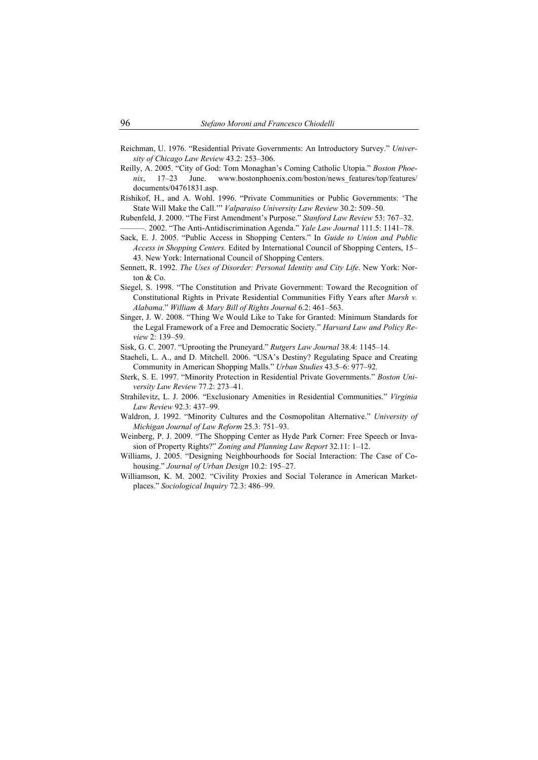Reichman, U. 1976. "Residential Private Governments: An Introductory Survey." *University of Chicago Law Review* 43.2: 253–306.

Reilly, A. 2005. "City of God: Tom Monaghan's Coming Catholic Utopia." *Boston Phoenix*, 17–23 June. www.bostonphoenix.com/boston/news_features/top/features/documents/04761831.asp.

Rishikof, H., and A. Wohl. 1996. "Private Communities or Public Governments: 'The State Will Make the Call.'" *Valparaiso University Law Review* 30.2: 509–50.

Rubenfeld, J. 2000. "The First Amendment's Purpose." *Stanford Law Review* 53: 767–32.

———. 2002. "The Anti-Antidiscrimination Agenda." *Yale Law Journal* 111.5: 1141–78.

Sack, E. J. 2005. "Public Access in Shopping Centers." In *Guide to Union and Public Access in Shopping Centers.* Edited by International Council of Shopping Centers, 15–43. New York: International Council of Shopping Centers.

Sennett, R. 1992. *The Uses of Disorder: Personal Identity and City Life*. New York: Norton & Co.

Siegel, S. 1998. "The Constitution and Private Government: Toward the Recognition of Constitutional Rights in Private Residential Communities Fifty Years after *Marsh v. Alabama*." *William & Mary Bill of Rights Journal* 6.2: 461–563.

Singer, J. W. 2008. "Thing We Would Like to Take for Granted: Minimum Standards for the Legal Framework of a Free and Democratic Society." *Harvard Law and Policy Review* 2: 139–59.

Sisk, G. C. 2007. "Uprooting the Pruneyard." *Rutgers Law Journal* 38.4: 1145–14.

Staeheli, L. A., and D. Mitchell. 2006. "USA's Destiny? Regulating Space and Creating Community in American Shopping Malls." *Urban Studies* 43.5–6: 977–92.

Sterk, S. E. 1997. "Minority Protection in Residential Private Governments." *Boston University Law Review* 77.2: 273–41.

Strahilevitz, L. J. 2006. "Exclusionary Amenities in Residential Communities." *Virginia Law Review* 92.3: 437–99.

Waldron, J. 1992. "Minority Cultures and the Cosmopolitan Alternative." *University of Michigan Journal of Law Reform* 25.3: 751–93.

Weinberg, P. J. 2009. "The Shopping Center as Hyde Park Corner: Free Speech or Invasion of Property Rights?" *Zoning and Planning Law Report* 32.11: 1–12.

Williams, J. 2005. "Designing Neighbourhoods for Social Interaction: The Case of Cohousing." *Journal of Urban Design* 10.2: 195–27.

Williamson, K. M. 2002. "Civility Proxies and Social Tolerance in American Marketplaces." *Sociological Inquiry* 72.3: 486–99.